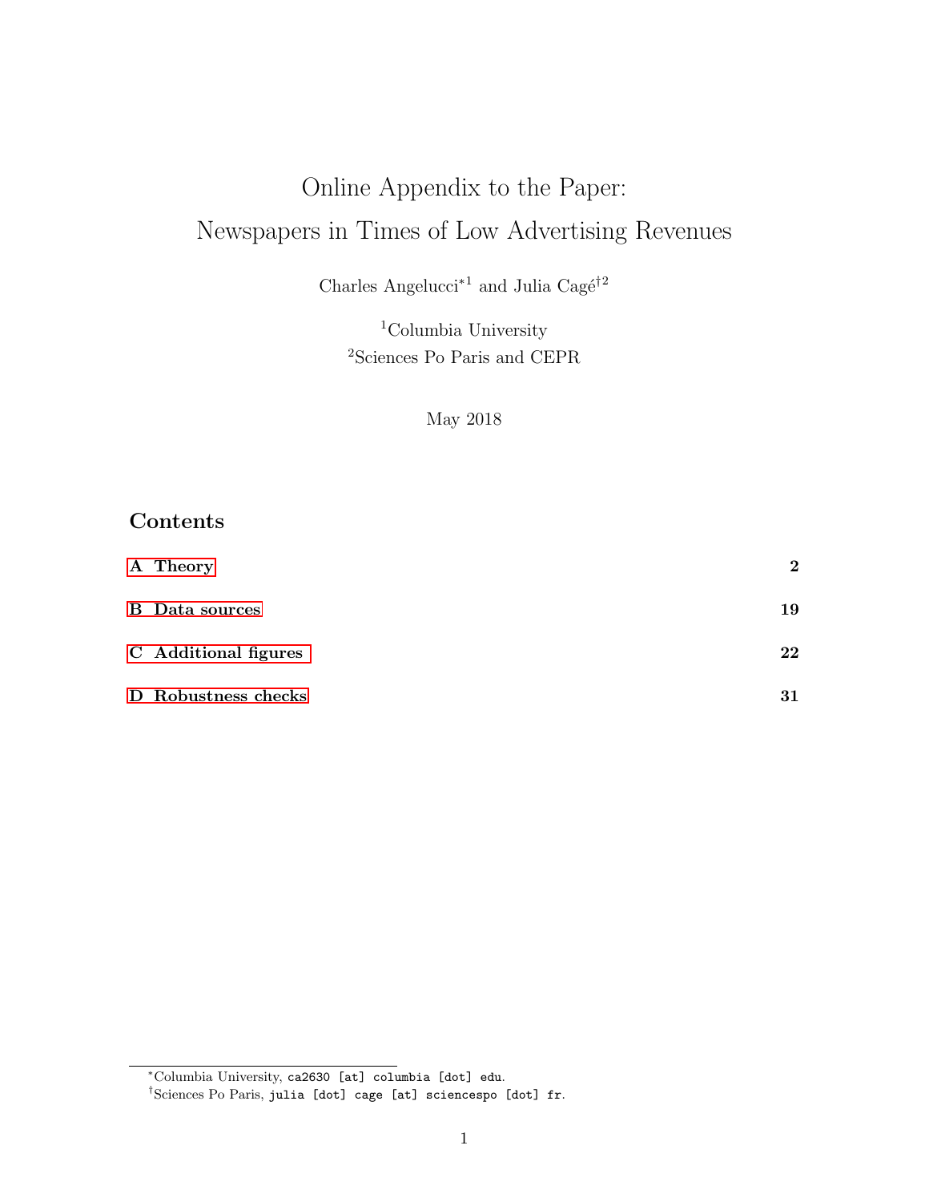# Online Appendix to the Paper: Newspapers in Times of Low Advertising Revenues

Charles Angelucci[*1] and Julia Cagé[†2]

[1]Columbia University

[2]Sciences Po Paris and CEPR

May 2018

## Contents

| | |
|---|---|
| **A Theory** | **2** |
| **B Data sources** | **19** |
| **C Additional figures** | **22** |
| **D Robustness checks** | **31** |

[*]Columbia University, ca2630 [at] columbia [dot] edu.

[†]Sciences Po Paris, julia [dot] cage [at] sciencespo [dot] fr.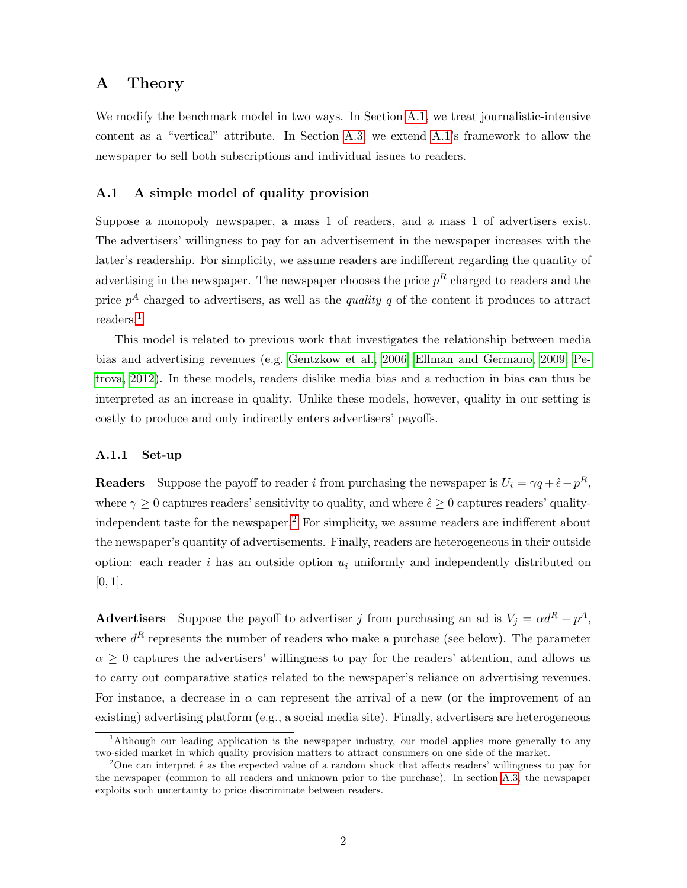# A Theory

We modify the benchmark model in two ways. In Section A.1, we treat journalistic-intensive content as a "vertical" attribute. In Section A.3, we extend A.1's framework to allow the newspaper to sell both subscriptions and individual issues to readers.

## A.1 A simple model of quality provision

Suppose a monopoly newspaper, a mass 1 of readers, and a mass 1 of advertisers exist. The advertisers' willingness to pay for an advertisement in the newspaper increases with the latter's readership. For simplicity, we assume readers are indifferent regarding the quantity of advertising in the newspaper. The newspaper chooses the price $p^R$ charged to readers and the price $p^A$ charged to advertisers, as well as the *quality* $q$ of the content it produces to attract readers.[1]

This model is related to previous work that investigates the relationship between media bias and advertising revenues (e.g. Gentzkow et al., 2006; Ellman and Germano, 2009; Petrova, 2012). In these models, readers dislike media bias and a reduction in bias can thus be interpreted as an increase in quality. Unlike these models, however, quality in our setting is costly to produce and only indirectly enters advertisers' payoffs.

### A.1.1 Set-up

**Readers** Suppose the payoff to reader $i$ from purchasing the newspaper is $U_i = \gamma q + \hat{\epsilon} - p^R$, where $\gamma \geq 0$ captures readers' sensitivity to quality, and where $\hat{\epsilon} \geq 0$ captures readers' quality-independent taste for the newspaper.[2] For simplicity, we assume readers are indifferent about the newspaper's quantity of advertisements. Finally, readers are heterogeneous in their outside option: each reader $i$ has an outside option $\underline{u}_i$ uniformly and independently distributed on $[0, 1]$.

**Advertisers** Suppose the payoff to advertiser $j$ from purchasing an ad is $V_j = \alpha d^R - p^A$, where $d^R$ represents the number of readers who make a purchase (see below). The parameter $\alpha \geq 0$ captures the advertisers' willingness to pay for the readers' attention, and allows us to carry out comparative statics related to the newspaper's reliance on advertising revenues. For instance, a decrease in $\alpha$ can represent the arrival of a new (or the improvement of an existing) advertising platform (e.g., a social media site). Finally, advertisers are heterogeneous

[1] Although our leading application is the newspaper industry, our model applies more generally to any two-sided market in which quality provision matters to attract consumers on one side of the market.

[2] One can interpret $\hat{\epsilon}$ as the expected value of a random shock that affects readers' willingness to pay for the newspaper (common to all readers and unknown prior to the purchase). In section A.3, the newspaper exploits such uncertainty to price discriminate between readers.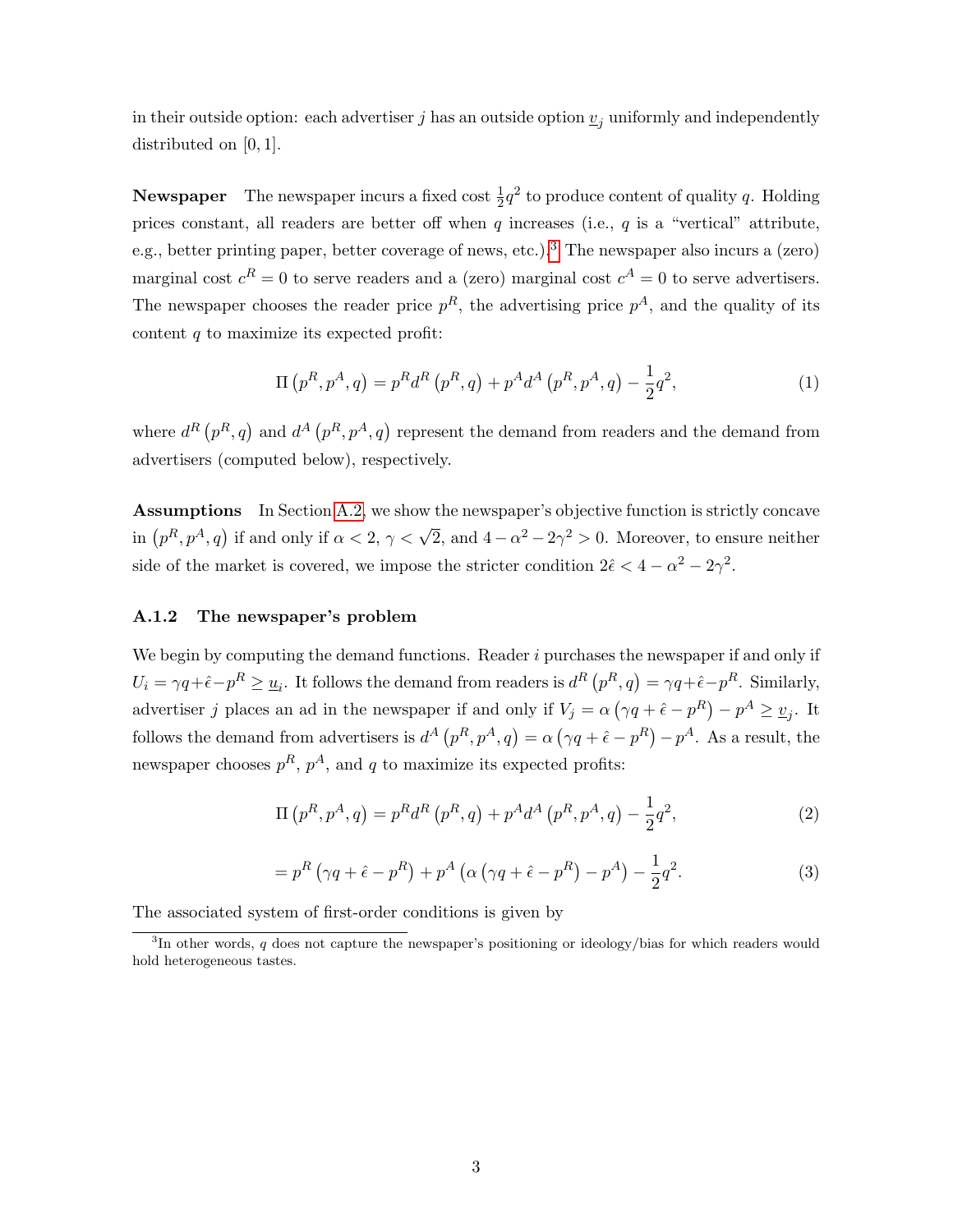in their outside option: each advertiser $j$ has an outside option $\underline{v}_j$ uniformly and independently distributed on $[0, 1]$.

**Newspaper** The newspaper incurs a fixed cost $\frac{1}{2}q^2$ to produce content of quality $q$. Holding prices constant, all readers are better off when $q$ increases (i.e., $q$ is a "vertical" attribute, e.g., better printing paper, better coverage of news, etc.).[3] The newspaper also incurs a (zero) marginal cost $c^R = 0$ to serve readers and a (zero) marginal cost $c^A = 0$ to serve advertisers. The newspaper chooses the reader price $p^R$, the advertising price $p^A$, and the quality of its content $q$ to maximize its expected profit:

$$\Pi\left(p^R, p^A, q\right) = p^R d^R\left(p^R, q\right) + p^A d^A\left(p^R, p^A, q\right) - \frac{1}{2}q^2, \tag{1}$$

where $d^R\left(p^R, q\right)$ and $d^A\left(p^R, p^A, q\right)$ represent the demand from readers and the demand from advertisers (computed below), respectively.

**Assumptions** In Section A.2, we show the newspaper's objective function is strictly concave in $\left(p^R, p^A, q\right)$ if and only if $\alpha < 2$, $\gamma < \sqrt{2}$, and $4 - \alpha^2 - 2\gamma^2 > 0$. Moreover, to ensure neither side of the market is covered, we impose the stricter condition $2\hat{\epsilon} < 4 - \alpha^2 - 2\gamma^2$.

### A.1.2 The newspaper's problem

We begin by computing the demand functions. Reader $i$ purchases the newspaper if and only if $U_i = \gamma q + \hat{\epsilon} - p^R \geq \underline{u}_i$. It follows the demand from readers is $d^R\left(p^R, q\right) = \gamma q + \hat{\epsilon} - p^R$. Similarly, advertiser $j$ places an ad in the newspaper if and only if $V_j = \alpha\left(\gamma q + \hat{\epsilon} - p^R\right) - p^A \geq \underline{v}_j$. It follows the demand from advertisers is $d^A\left(p^R, p^A, q\right) = \alpha\left(\gamma q + \hat{\epsilon} - p^R\right) - p^A$. As a result, the newspaper chooses $p^R$, $p^A$, and $q$ to maximize its expected profits:

$$\Pi\left(p^R, p^A, q\right) = p^R d^R\left(p^R, q\right) + p^A d^A\left(p^R, p^A, q\right) - \frac{1}{2}q^2, \tag{2}$$

$$= p^R\left(\gamma q + \hat{\epsilon} - p^R\right) + p^A\left(\alpha\left(\gamma q + \hat{\epsilon} - p^R\right) - p^A\right) - \frac{1}{2}q^2. \tag{3}$$

The associated system of first-order conditions is given by

[3] In other words, $q$ does not capture the newspaper's positioning or ideology/bias for which readers would hold heterogeneous tastes.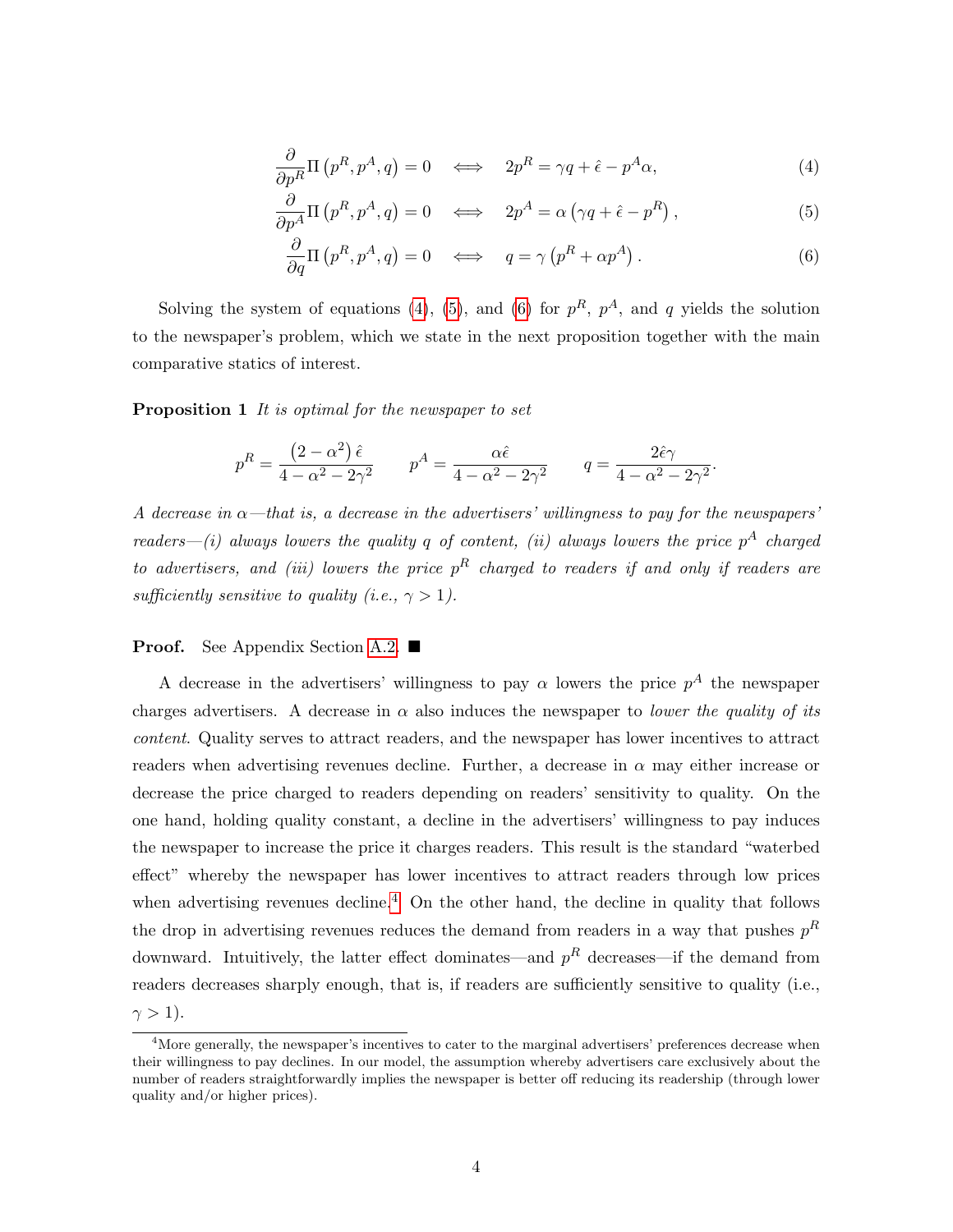$$\frac{\partial}{\partial p^R}\Pi\left(p^R, p^A, q\right) = 0 \quad \Longleftrightarrow \quad 2p^R = \gamma q + \hat{\epsilon} - p^A\alpha, \tag{4}$$

$$\frac{\partial}{\partial p^A}\Pi\left(p^R, p^A, q\right) = 0 \quad \Longleftrightarrow \quad 2p^A = \alpha\left(\gamma q + \hat{\epsilon} - p^R\right), \tag{5}$$

$$\frac{\partial}{\partial q}\Pi\left(p^R, p^A, q\right) = 0 \quad \Longleftrightarrow \quad q = \gamma\left(p^R + \alpha p^A\right). \tag{6}$$

Solving the system of equations (4), (5), and (6) for $p^R$, $p^A$, and $q$ yields the solution to the newspaper's problem, which we state in the next proposition together with the main comparative statics of interest.

**Proposition 1** *It is optimal for the newspaper to set*

$$p^R = \frac{\left(2-\alpha^2\right)\hat{\epsilon}}{4-\alpha^2-2\gamma^2} \qquad p^A = \frac{\alpha\hat{\epsilon}}{4-\alpha^2-2\gamma^2} \qquad q = \frac{2\hat{\epsilon}\gamma}{4-\alpha^2-2\gamma^2}.$$

*A decrease in $\alpha$—that is, a decrease in the advertisers' willingness to pay for the newspapers' readers—(i) always lowers the quality $q$ of content, (ii) always lowers the price $p^A$ charged to advertisers, and (iii) lowers the price $p^R$ charged to readers if and only if readers are sufficiently sensitive to quality (i.e., $\gamma > 1$).*

**Proof.** See Appendix Section A.2. ■

A decrease in the advertisers' willingness to pay $\alpha$ lowers the price $p^A$ the newspaper charges advertisers. A decrease in $\alpha$ also induces the newspaper to *lower the quality of its content*. Quality serves to attract readers, and the newspaper has lower incentives to attract readers when advertising revenues decline. Further, a decrease in $\alpha$ may either increase or decrease the price charged to readers depending on readers' sensitivity to quality. On the one hand, holding quality constant, a decline in the advertisers' willingness to pay induces the newspaper to increase the price it charges readers. This result is the standard "waterbed effect" whereby the newspaper has lower incentives to attract readers through low prices when advertising revenues decline.[4] On the other hand, the decline in quality that follows the drop in advertising revenues reduces the demand from readers in a way that pushes $p^R$ downward. Intuitively, the latter effect dominates—and $p^R$ decreases—if the demand from readers decreases sharply enough, that is, if readers are sufficiently sensitive to quality (i.e., $\gamma > 1$).

[4] More generally, the newspaper's incentives to cater to the marginal advertisers' preferences decrease when their willingness to pay declines. In our model, the assumption whereby advertisers care exclusively about the number of readers straightforwardly implies the newspaper is better off reducing its readership (through lower quality and/or higher prices).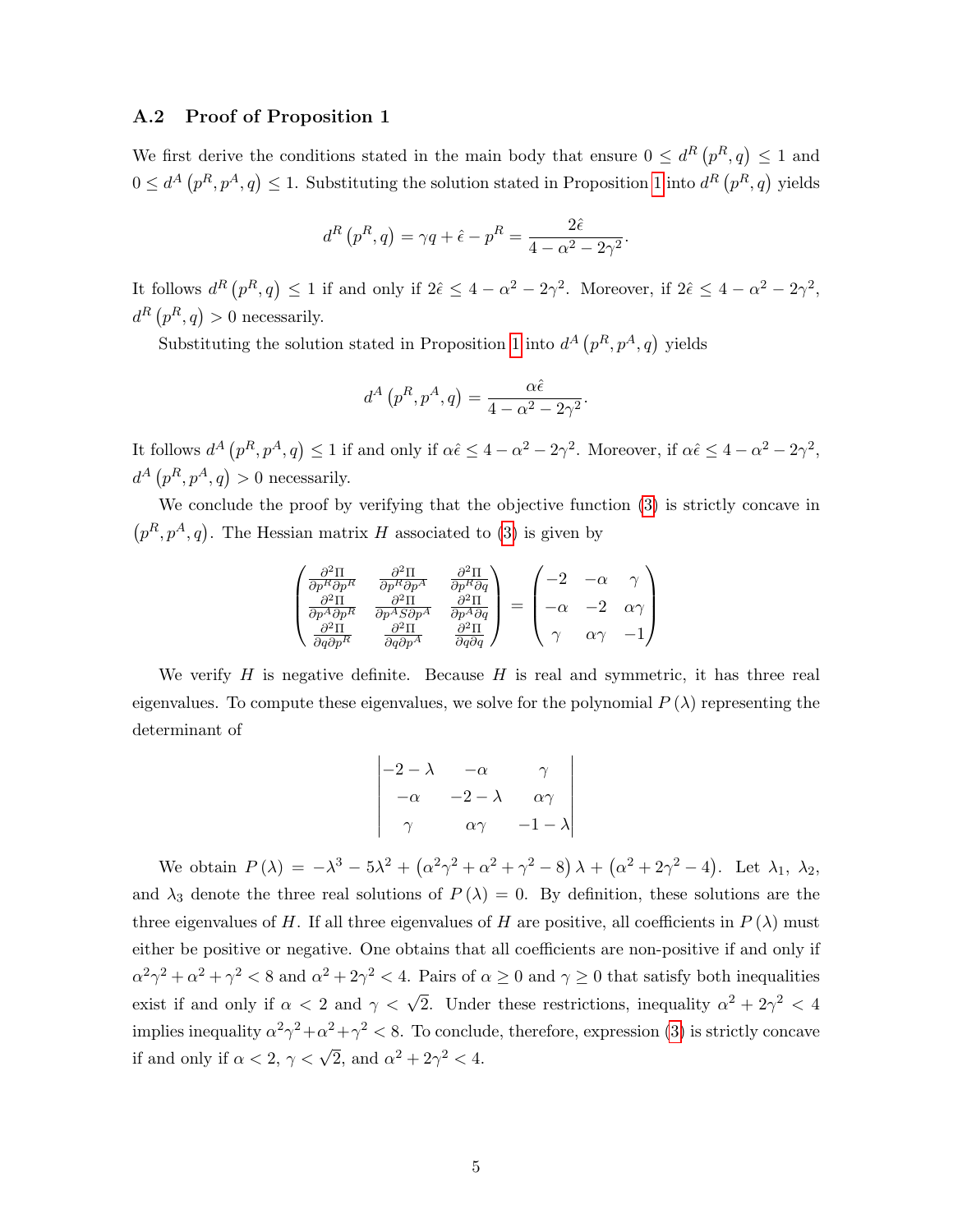### A.2 Proof of Proposition 1

We first derive the conditions stated in the main body that ensure $0 \leq d^R(p^R, q) \leq 1$ and $0 \leq d^A(p^R, p^A, q) \leq 1$. Substituting the solution stated in Proposition 1 into $d^R(p^R, q)$ yields

$$d^R(p^R, q) = \gamma q + \hat{\epsilon} - p^R = \frac{2\hat{\epsilon}}{4 - \alpha^2 - 2\gamma^2}.$$

It follows $d^R(p^R, q) \leq 1$ if and only if $2\hat{\epsilon} \leq 4 - \alpha^2 - 2\gamma^2$. Moreover, if $2\hat{\epsilon} \leq 4 - \alpha^2 - 2\gamma^2$, $d^R(p^R, q) > 0$ necessarily.

Substituting the solution stated in Proposition 1 into $d^A(p^R, p^A, q)$ yields

$$d^A(p^R, p^A, q) = \frac{\alpha\hat{\epsilon}}{4 - \alpha^2 - 2\gamma^2}.$$

It follows $d^A(p^R, p^A, q) \leq 1$ if and only if $\alpha\hat{\epsilon} \leq 4 - \alpha^2 - 2\gamma^2$. Moreover, if $\alpha\hat{\epsilon} \leq 4 - \alpha^2 - 2\gamma^2$, $d^A(p^R, p^A, q) > 0$ necessarily.

We conclude the proof by verifying that the objective function (3) is strictly concave in $(p^R, p^A, q)$. The Hessian matrix $H$ associated to (3) is given by

$$\begin{pmatrix} \frac{\partial^2\Pi}{\partial p^R \partial p^R} & \frac{\partial^2\Pi}{\partial p^R \partial p^A} & \frac{\partial^2\Pi}{\partial p^R \partial q} \\ \frac{\partial^2\Pi}{\partial p^A \partial p^R} & \frac{\partial^2\Pi}{\partial p^A S \partial p^A} & \frac{\partial^2\Pi}{\partial p^A \partial q} \\ \frac{\partial^2\Pi}{\partial q \partial p^R} & \frac{\partial^2\Pi}{\partial q \partial p^A} & \frac{\partial^2\Pi}{\partial q \partial q} \end{pmatrix} = \begin{pmatrix} -2 & -\alpha & \gamma \\ -\alpha & -2 & \alpha\gamma \\ \gamma & \alpha\gamma & -1 \end{pmatrix}$$

We verify $H$ is negative definite. Because $H$ is real and symmetric, it has three real eigenvalues. To compute these eigenvalues, we solve for the polynomial $P(\lambda)$ representing the determinant of

$$\begin{vmatrix} -2-\lambda & -\alpha & \gamma \\ -\alpha & -2-\lambda & \alpha\gamma \\ \gamma & \alpha\gamma & -1-\lambda \end{vmatrix}$$

We obtain $P(\lambda) = -\lambda^3 - 5\lambda^2 + (\alpha^2\gamma^2 + \alpha^2 + \gamma^2 - 8)\lambda + (\alpha^2 + 2\gamma^2 - 4)$. Let $\lambda_1$, $\lambda_2$, and $\lambda_3$ denote the three real solutions of $P(\lambda) = 0$. By definition, these solutions are the three eigenvalues of $H$. If all three eigenvalues of $H$ are positive, all coefficients in $P(\lambda)$ must either be positive or negative. One obtains that all coefficients are non-positive if and only if $\alpha^2\gamma^2 + \alpha^2 + \gamma^2 < 8$ and $\alpha^2 + 2\gamma^2 < 4$. Pairs of $\alpha \geq 0$ and $\gamma \geq 0$ that satisfy both inequalities exist if and only if $\alpha < 2$ and $\gamma < \sqrt{2}$. Under these restrictions, inequality $\alpha^2 + 2\gamma^2 < 4$ implies inequality $\alpha^2\gamma^2 + \alpha^2 + \gamma^2 < 8$. To conclude, therefore, expression (3) is strictly concave if and only if $\alpha < 2$, $\gamma < \sqrt{2}$, and $\alpha^2 + 2\gamma^2 < 4$.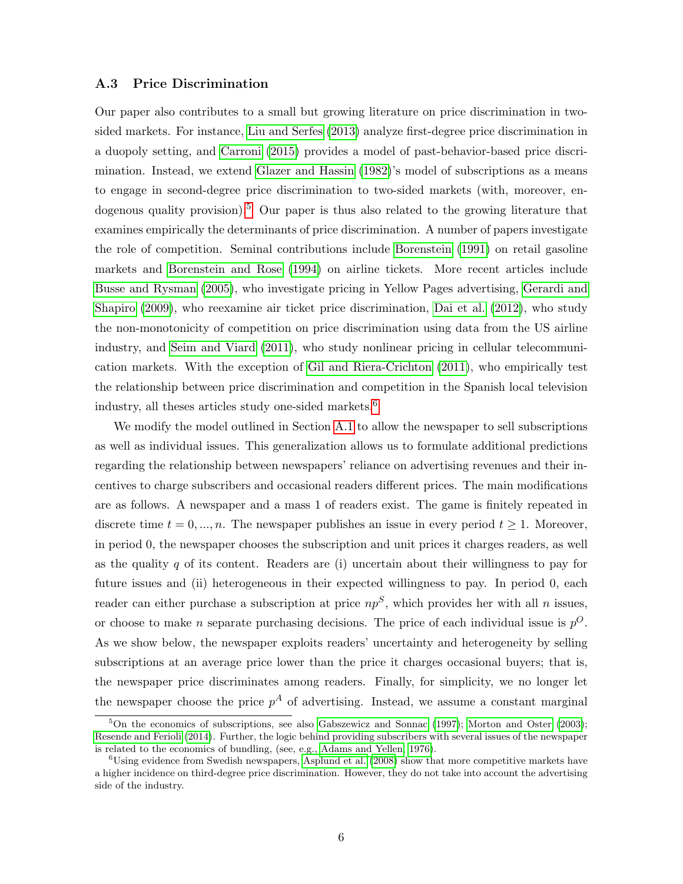### A.3 Price Discrimination

Our paper also contributes to a small but growing literature on price discrimination in two-sided markets. For instance, Liu and Serfes (2013) analyze first-degree price discrimination in a duopoly setting, and Carroni (2015) provides a model of past-behavior-based price discrimination. Instead, we extend Glazer and Hassin (1982)'s model of subscriptions as a means to engage in second-degree price discrimination to two-sided markets (with, moreover, endogenous quality provision).[5] Our paper is thus also related to the growing literature that examines empirically the determinants of price discrimination. A number of papers investigate the role of competition. Seminal contributions include Borenstein (1991) on retail gasoline markets and Borenstein and Rose (1994) on airline tickets. More recent articles include Busse and Rysman (2005), who investigate pricing in Yellow Pages advertising, Gerardi and Shapiro (2009), who reexamine air ticket price discrimination, Dai et al. (2012), who study the non-monotonicity of competition on price discrimination using data from the US airline industry, and Seim and Viard (2011), who study nonlinear pricing in cellular telecommunication markets. With the exception of Gil and Riera-Crichton (2011), who empirically test the relationship between price discrimination and competition in the Spanish local television industry, all theses articles study one-sided markets.[6]

We modify the model outlined in Section A.1 to allow the newspaper to sell subscriptions as well as individual issues. This generalization allows us to formulate additional predictions regarding the relationship between newspapers' reliance on advertising revenues and their incentives to charge subscribers and occasional readers different prices. The main modifications are as follows. A newspaper and a mass 1 of readers exist. The game is finitely repeated in discrete time $t = 0, ..., n$. The newspaper publishes an issue in every period $t \geq 1$. Moreover, in period 0, the newspaper chooses the subscription and unit prices it charges readers, as well as the quality $q$ of its content. Readers are (i) uncertain about their willingness to pay for future issues and (ii) heterogeneous in their expected willingness to pay. In period 0, each reader can either purchase a subscription at price $np^S$, which provides her with all $n$ issues, or choose to make $n$ separate purchasing decisions. The price of each individual issue is $p^O$. As we show below, the newspaper exploits readers' uncertainty and heterogeneity by selling subscriptions at an average price lower than the price it charges occasional buyers; that is, the newspaper price discriminates among readers. Finally, for simplicity, we no longer let the newspaper choose the price $p^A$ of advertising. Instead, we assume a constant marginal

[5] On the economics of subscriptions, see also Gabszewicz and Sonnac (1997); Morton and Oster (2003); Resende and Ferioli (2014). Further, the logic behind providing subscribers with several issues of the newspaper is related to the economics of bundling, (see, e.g., Adams and Yellen, 1976).

[6] Using evidence from Swedish newspapers, Asplund et al. (2008) show that more competitive markets have a higher incidence on third-degree price discrimination. However, they do not take into account the advertising side of the industry.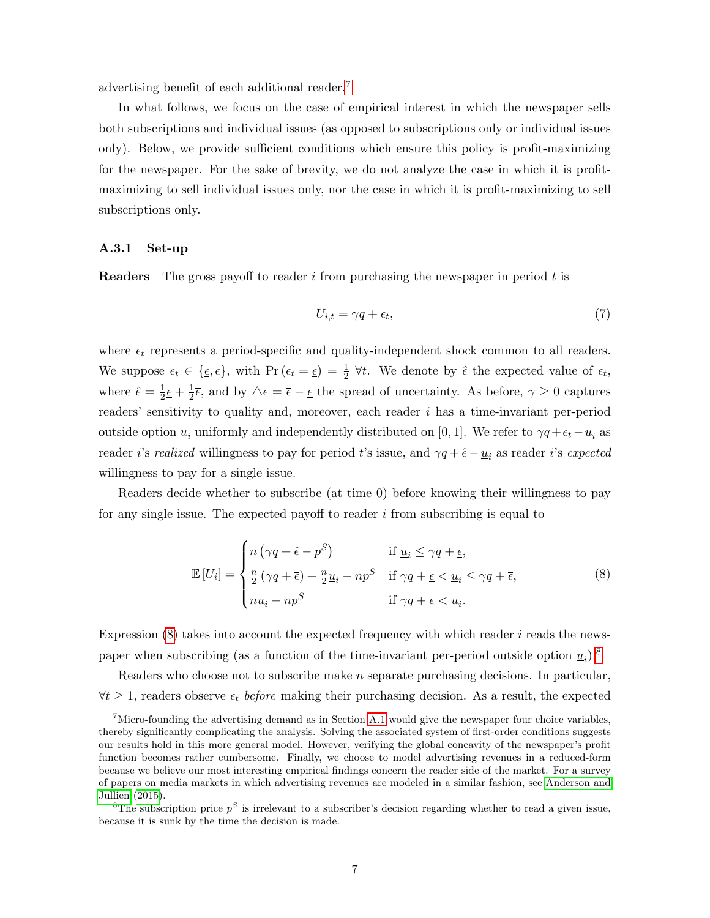advertising benefit of each additional reader.[7]

In what follows, we focus on the case of empirical interest in which the newspaper sells both subscriptions and individual issues (as opposed to subscriptions only or individual issues only). Below, we provide sufficient conditions which ensure this policy is profit-maximizing for the newspaper. For the sake of brevity, we do not analyze the case in which it is profit-maximizing to sell individual issues only, nor the case in which it is profit-maximizing to sell subscriptions only.

### A.3.1 Set-up

**Readers** The gross payoff to reader $i$ from purchasing the newspaper in period $t$ is

$$U_{i,t} = \gamma q + \epsilon_t, \tag{7}$$

where $\epsilon_t$ represents a period-specific and quality-independent shock common to all readers. We suppose $\epsilon_t \in \{\underline{\epsilon}, \overline{\epsilon}\}$, with $\Pr(\epsilon_t = \underline{\epsilon}) = \frac{1}{2}\ \forall t$. We denote by $\hat{\epsilon}$ the expected value of $\epsilon_t$, where $\hat{\epsilon} = \frac{1}{2}\underline{\epsilon} + \frac{1}{2}\overline{\epsilon}$, and by $\triangle\epsilon = \overline{\epsilon} - \underline{\epsilon}$ the spread of uncertainty. As before, $\gamma \geq 0$ captures readers' sensitivity to quality and, moreover, each reader $i$ has a time-invariant per-period outside option $\underline{u}_i$ uniformly and independently distributed on $[0, 1]$. We refer to $\gamma q + \epsilon_t - \underline{u}_i$ as reader $i$'s *realized* willingness to pay for period $t$'s issue, and $\gamma q + \hat{\epsilon} - \underline{u}_i$ as reader $i$'s *expected* willingness to pay for a single issue.

Readers decide whether to subscribe (at time 0) before knowing their willingness to pay for any single issue. The expected payoff to reader $i$ from subscribing is equal to

$$\mathbb{E}[U_i] = \begin{cases} n\left(\gamma q + \hat{\epsilon} - p^S\right) & \text{if } \underline{u}_i \leq \gamma q + \underline{\epsilon}, \\ \frac{n}{2}\left(\gamma q + \overline{\epsilon}\right) + \frac{n}{2}\underline{u}_i - np^S & \text{if } \gamma q + \underline{\epsilon} < \underline{u}_i \leq \gamma q + \overline{\epsilon}, \\ n\underline{u}_i - np^S & \text{if } \gamma q + \overline{\epsilon} < \underline{u}_i. \end{cases} \tag{8}$$

Expression (8) takes into account the expected frequency with which reader $i$ reads the newspaper when subscribing (as a function of the time-invariant per-period outside option $\underline{u}_i$).[8]

Readers who choose not to subscribe make $n$ separate purchasing decisions. In particular, $\forall t \geq 1$, readers observe $\epsilon_t$ *before* making their purchasing decision. As a result, the expected

---

[7] Micro-founding the advertising demand as in Section A.1 would give the newspaper four choice variables, thereby significantly complicating the analysis. Solving the associated system of first-order conditions suggests our results hold in this more general model. However, verifying the global concavity of the newspaper's profit function becomes rather cumbersome. Finally, we choose to model advertising revenues in a reduced-form because we believe our most interesting empirical findings concern the reader side of the market. For a survey of papers on media markets in which advertising revenues are modeled in a similar fashion, see Anderson and Jullien (2015).

[8] The subscription price $p^S$ is irrelevant to a subscriber's decision regarding whether to read a given issue, because it is sunk by the time the decision is made.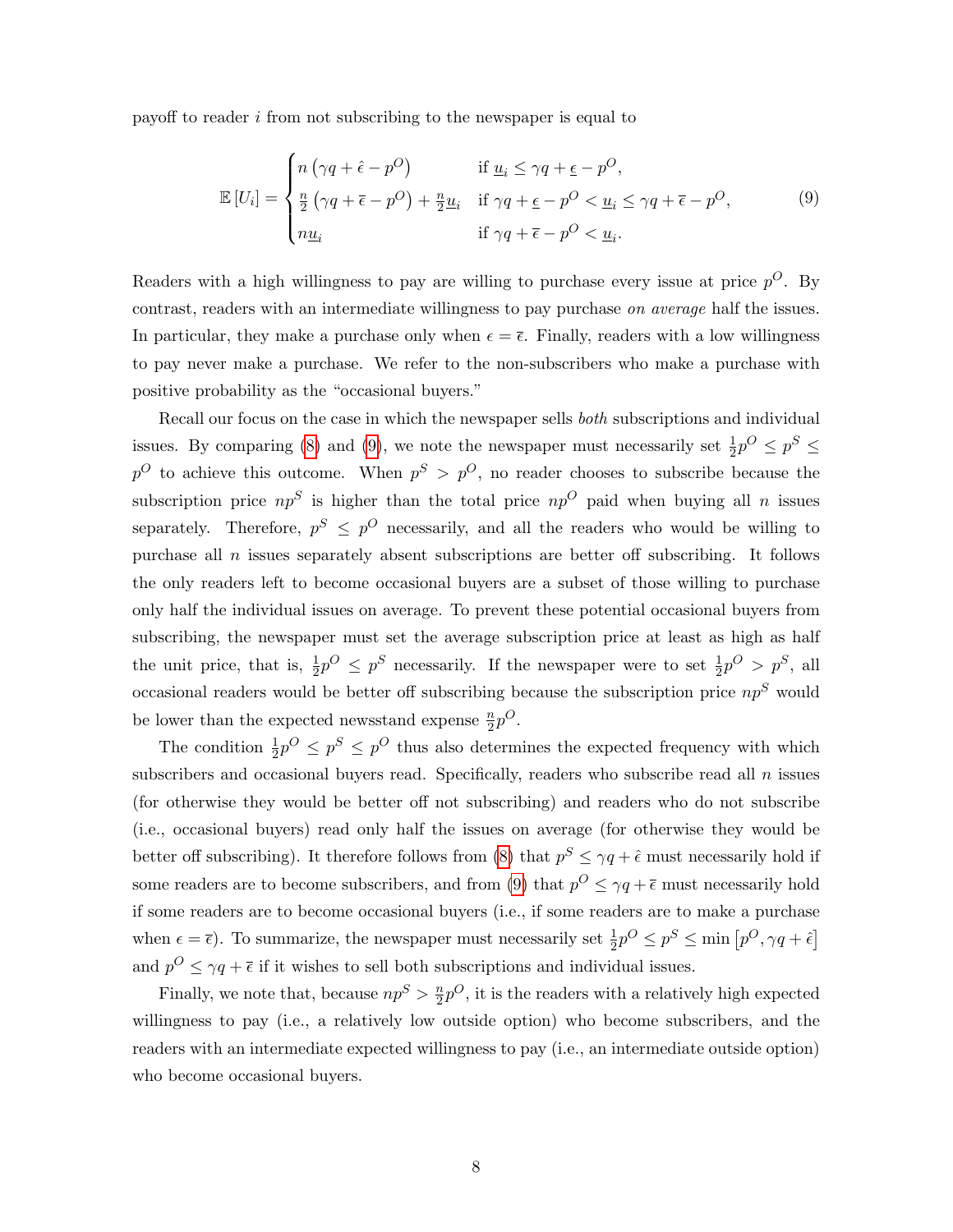payoff to reader $i$ from not subscribing to the newspaper is equal to

$$\mathbb{E}[U_i] = \begin{cases} n\left(\gamma q + \hat{\epsilon} - p^O\right) & \text{if } \underline{u}_i \leq \gamma q + \underline{\epsilon} - p^O, \\ \frac{n}{2}\left(\gamma q + \overline{\epsilon} - p^O\right) + \frac{n}{2}\underline{u}_i & \text{if } \gamma q + \underline{\epsilon} - p^O < \underline{u}_i \leq \gamma q + \overline{\epsilon} - p^O, \\ n\underline{u}_i & \text{if } \gamma q + \overline{\epsilon} - p^O < \underline{u}_i. \end{cases} \tag{9}$$

Readers with a high willingness to pay are willing to purchase every issue at price $p^O$. By contrast, readers with an intermediate willingness to pay purchase *on average* half the issues. In particular, they make a purchase only when $\epsilon = \overline{\epsilon}$. Finally, readers with a low willingness to pay never make a purchase. We refer to the non-subscribers who make a purchase with positive probability as the "occasional buyers."

Recall our focus on the case in which the newspaper sells *both* subscriptions and individual issues. By comparing (8) and (9), we note the newspaper must necessarily set $\frac{1}{2}p^O \leq p^S \leq p^O$ to achieve this outcome. When $p^S > p^O$, no reader chooses to subscribe because the subscription price $np^S$ is higher than the total price $np^O$ paid when buying all $n$ issues separately. Therefore, $p^S \leq p^O$ necessarily, and all the readers who would be willing to purchase all $n$ issues separately absent subscriptions are better off subscribing. It follows the only readers left to become occasional buyers are a subset of those willing to purchase only half the individual issues on average. To prevent these potential occasional buyers from subscribing, the newspaper must set the average subscription price at least as high as half the unit price, that is, $\frac{1}{2}p^O \leq p^S$ necessarily. If the newspaper were to set $\frac{1}{2}p^O > p^S$, all occasional readers would be better off subscribing because the subscription price $np^S$ would be lower than the expected newsstand expense $\frac{n}{2}p^O$.

The condition $\frac{1}{2}p^O \leq p^S \leq p^O$ thus also determines the expected frequency with which subscribers and occasional buyers read. Specifically, readers who subscribe read all $n$ issues (for otherwise they would be better off not subscribing) and readers who do not subscribe (i.e., occasional buyers) read only half the issues on average (for otherwise they would be better off subscribing). It therefore follows from (8) that $p^S \leq \gamma q + \hat{\epsilon}$ must necessarily hold if some readers are to become subscribers, and from (9) that $p^O \leq \gamma q + \overline{\epsilon}$ must necessarily hold if some readers are to become occasional buyers (i.e., if some readers are to make a purchase when $\epsilon = \overline{\epsilon}$). To summarize, the newspaper must necessarily set $\frac{1}{2}p^O \leq p^S \leq \min\left[p^O, \gamma q + \hat{\epsilon}\right]$ and $p^O \leq \gamma q + \overline{\epsilon}$ if it wishes to sell both subscriptions and individual issues.

Finally, we note that, because $np^S > \frac{n}{2}p^O$, it is the readers with a relatively high expected willingness to pay (i.e., a relatively low outside option) who become subscribers, and the readers with an intermediate expected willingness to pay (i.e., an intermediate outside option) who become occasional buyers.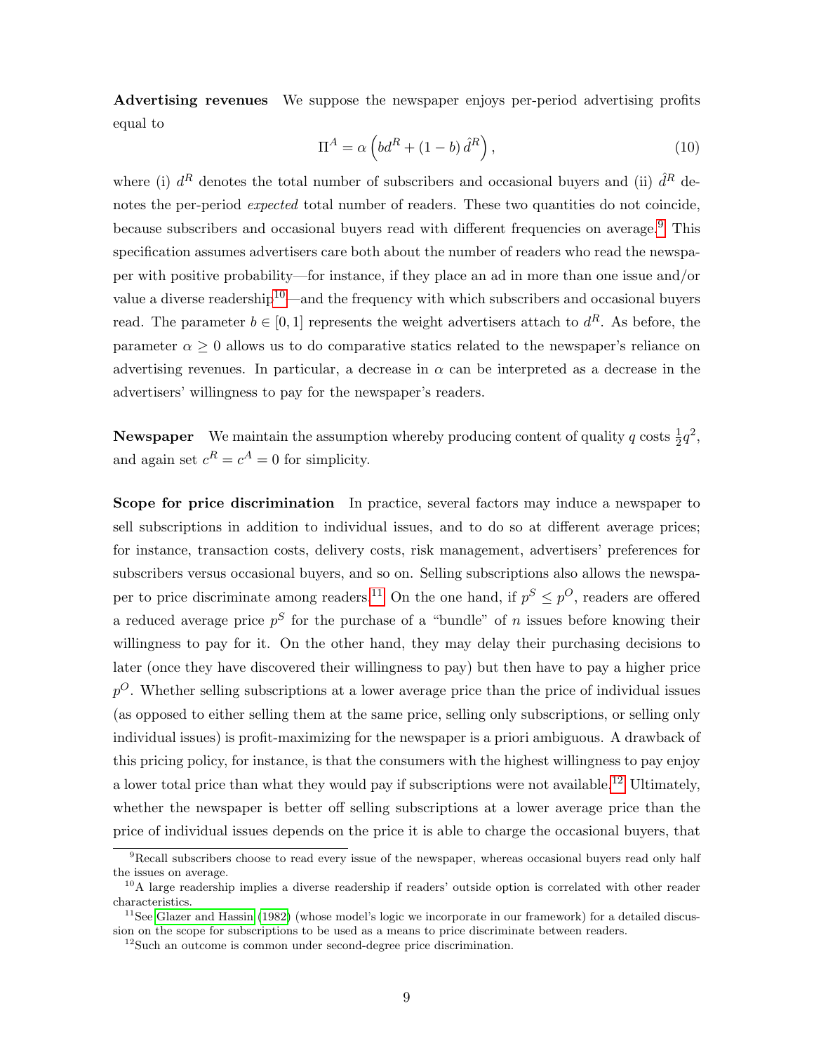**Advertising revenues** We suppose the newspaper enjoys per-period advertising profits equal to

$$\Pi^A = \alpha \left( b d^R + (1-b)\, \hat{d}^R \right), \tag{10}$$

where (i) $d^R$ denotes the total number of subscribers and occasional buyers and (ii) $\hat{d}^R$ denotes the per-period *expected* total number of readers. These two quantities do not coincide, because subscribers and occasional buyers read with different frequencies on average.[9] This specification assumes advertisers care both about the number of readers who read the newspaper with positive probability—for instance, if they place an ad in more than one issue and/or value a diverse readership[10]—and the frequency with which subscribers and occasional buyers read. The parameter $b \in [0, 1]$ represents the weight advertisers attach to $d^R$. As before, the parameter $\alpha \geq 0$ allows us to do comparative statics related to the newspaper's reliance on advertising revenues. In particular, a decrease in $\alpha$ can be interpreted as a decrease in the advertisers' willingness to pay for the newspaper's readers.

**Newspaper** We maintain the assumption whereby producing content of quality $q$ costs $\frac{1}{2}q^2$, and again set $c^R = c^A = 0$ for simplicity.

**Scope for price discrimination** In practice, several factors may induce a newspaper to sell subscriptions in addition to individual issues, and to do so at different average prices; for instance, transaction costs, delivery costs, risk management, advertisers' preferences for subscribers versus occasional buyers, and so on. Selling subscriptions also allows the newspaper to price discriminate among readers.[11] On the one hand, if $p^S \leq p^O$, readers are offered a reduced average price $p^S$ for the purchase of a "bundle" of $n$ issues before knowing their willingness to pay for it. On the other hand, they may delay their purchasing decisions to later (once they have discovered their willingness to pay) but then have to pay a higher price $p^O$. Whether selling subscriptions at a lower average price than the price of individual issues (as opposed to either selling them at the same price, selling only subscriptions, or selling only individual issues) is profit-maximizing for the newspaper is a priori ambiguous. A drawback of this pricing policy, for instance, is that the consumers with the highest willingness to pay enjoy a lower total price than what they would pay if subscriptions were not available.[12] Ultimately, whether the newspaper is better off selling subscriptions at a lower average price than the price of individual issues depends on the price it is able to charge the occasional buyers, that

---

[9] Recall subscribers choose to read every issue of the newspaper, whereas occasional buyers read only half the issues on average.

[10] A large readership implies a diverse readership if readers' outside option is correlated with other reader characteristics.

[11] See Glazer and Hassin (1982) (whose model's logic we incorporate in our framework) for a detailed discussion on the scope for subscriptions to be used as a means to price discriminate between readers.

[12] Such an outcome is common under second-degree price discrimination.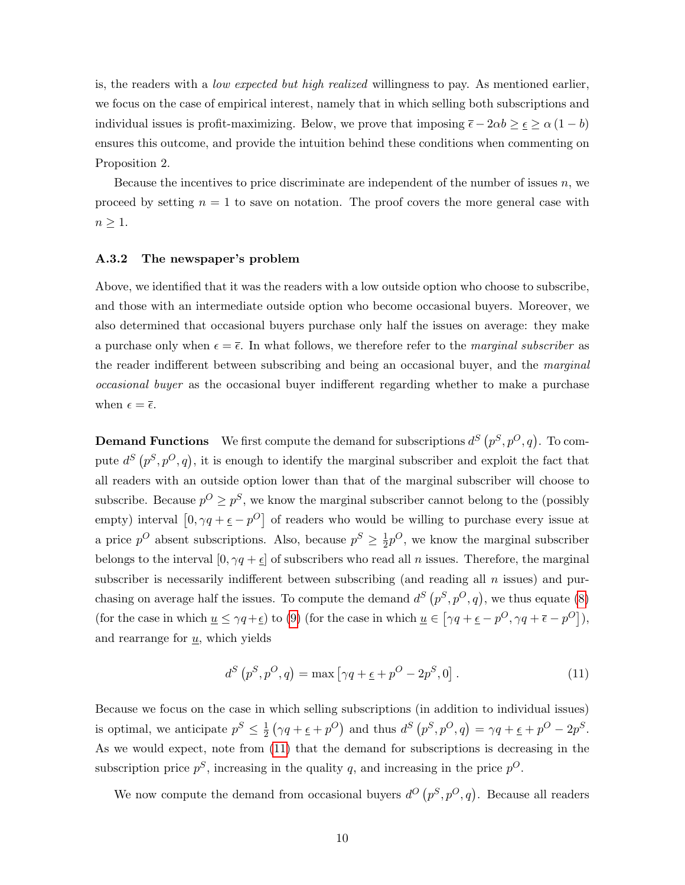is, the readers with a *low expected but high realized* willingness to pay. As mentioned earlier, we focus on the case of empirical interest, namely that in which selling both subscriptions and individual issues is profit-maximizing. Below, we prove that imposing $\overline{\epsilon} - 2\alpha b \geq \underline{\epsilon} \geq \alpha(1-b)$ ensures this outcome, and provide the intuition behind these conditions when commenting on Proposition 2.

Because the incentives to price discriminate are independent of the number of issues $n$, we proceed by setting $n = 1$ to save on notation. The proof covers the more general case with $n \geq 1$.

### A.3.2 The newspaper's problem

Above, we identified that it was the readers with a low outside option who choose to subscribe, and those with an intermediate outside option who become occasional buyers. Moreover, we also determined that occasional buyers purchase only half the issues on average: they make a purchase only when $\epsilon = \overline{\epsilon}$. In what follows, we therefore refer to the *marginal subscriber* as the reader indifferent between subscribing and being an occasional buyer, and the *marginal occasional buyer* as the occasional buyer indifferent regarding whether to make a purchase when $\epsilon = \overline{\epsilon}$.

**Demand Functions** We first compute the demand for subscriptions $d^S(p^S, p^O, q)$. To compute $d^S(p^S, p^O, q)$, it is enough to identify the marginal subscriber and exploit the fact that all readers with an outside option lower than that of the marginal subscriber will choose to subscribe. Because $p^O \geq p^S$, we know the marginal subscriber cannot belong to the (possibly empty) interval $[0, \gamma q + \underline{\epsilon} - p^O]$ of readers who would be willing to purchase every issue at a price $p^O$ absent subscriptions. Also, because $p^S \geq \frac{1}{2}p^O$, we know the marginal subscriber belongs to the interval $[0, \gamma q + \underline{\epsilon}]$ of subscribers who read all $n$ issues. Therefore, the marginal subscriber is necessarily indifferent between subscribing (and reading all $n$ issues) and purchasing on average half the issues. To compute the demand $d^S(p^S, p^O, q)$, we thus equate (8) (for the case in which $\underline{u} \leq \gamma q + \underline{\epsilon}$) to (9) (for the case in which $\underline{u} \in [\gamma q + \underline{\epsilon} - p^O, \gamma q + \overline{\epsilon} - p^O]$), and rearrange for $\underline{u}$, which yields

$$d^S(p^S, p^O, q) = \max\left[\gamma q + \underline{\epsilon} + p^O - 2p^S, 0\right]. \tag{11}$$

Because we focus on the case in which selling subscriptions (in addition to individual issues) is optimal, we anticipate $p^S \leq \frac{1}{2}(\gamma q + \underline{\epsilon} + p^O)$ and thus $d^S(p^S, p^O, q) = \gamma q + \underline{\epsilon} + p^O - 2p^S$. As we would expect, note from (11) that the demand for subscriptions is decreasing in the subscription price $p^S$, increasing in the quality $q$, and increasing in the price $p^O$.

We now compute the demand from occasional buyers $d^O(p^S, p^O, q)$. Because all readers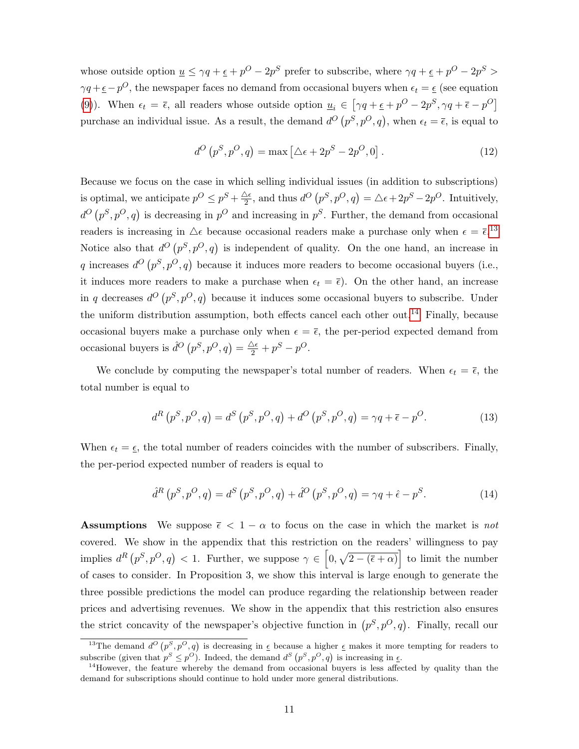whose outside option $\underline{u} \leq \gamma q + \underline{\epsilon} + p^O - 2p^S$ prefer to subscribe, where $\gamma q + \underline{\epsilon} + p^O - 2p^S > \gamma q + \underline{\epsilon} - p^O$, the newspaper faces no demand from occasional buyers when $\epsilon_t = \underline{\epsilon}$ (see equation (9)). When $\epsilon_t = \overline{\epsilon}$, all readers whose outside option $\underline{u}_i \in \left[\gamma q + \underline{\epsilon} + p^O - 2p^S, \gamma q + \overline{\epsilon} - p^O\right]$ purchase an individual issue. As a result, the demand $d^O\left(p^S, p^O, q\right)$, when $\epsilon_t = \overline{\epsilon}$, is equal to

$$d^O\left(p^S, p^O, q\right) = \max\left[\triangle\epsilon + 2p^S - 2p^O, 0\right]. \tag{12}$$

Because we focus on the case in which selling individual issues (in addition to subscriptions) is optimal, we anticipate $p^O \leq p^S + \frac{\triangle\epsilon}{2}$, and thus $d^O\left(p^S, p^O, q\right) = \triangle\epsilon + 2p^S - 2p^O$. Intuitively, $d^O\left(p^S, p^O, q\right)$ is decreasing in $p^O$ and increasing in $p^S$. Further, the demand from occasional readers is increasing in $\triangle\epsilon$ because occasional readers make a purchase only when $\epsilon = \overline{\epsilon}$.[13] Notice also that $d^O\left(p^S, p^O, q\right)$ is independent of quality. On the one hand, an increase in $q$ increases $d^O\left(p^S, p^O, q\right)$ because it induces more readers to become occasional buyers (i.e., it induces more readers to make a purchase when $\epsilon_t = \overline{\epsilon}$). On the other hand, an increase in $q$ decreases $d^O\left(p^S, p^O, q\right)$ because it induces some occasional buyers to subscribe. Under the uniform distribution assumption, both effects cancel each other out.[14] Finally, because occasional buyers make a purchase only when $\epsilon = \overline{\epsilon}$, the per-period expected demand from occasional buyers is $\hat{d}^O\left(p^S, p^O, q\right) = \frac{\triangle\epsilon}{2} + p^S - p^O$.

We conclude by computing the newspaper's total number of readers. When $\epsilon_t = \overline{\epsilon}$, the total number is equal to

$$d^R\left(p^S, p^O, q\right) = d^S\left(p^S, p^O, q\right) + d^O\left(p^S, p^O, q\right) = \gamma q + \overline{\epsilon} - p^O. \tag{13}$$

When $\epsilon_t = \underline{\epsilon}$, the total number of readers coincides with the number of subscribers. Finally, the per-period expected number of readers is equal to

$$\hat{d}^R\left(p^S, p^O, q\right) = d^S\left(p^S, p^O, q\right) + \hat{d}^O\left(p^S, p^O, q\right) = \gamma q + \hat{\epsilon} - p^S. \tag{14}$$

**Assumptions** We suppose $\overline{\epsilon} < 1 - \alpha$ to focus on the case in which the market is *not* covered. We show in the appendix that this restriction on the readers' willingness to pay implies $d^R\left(p^S, p^O, q\right) < 1$. Further, we suppose $\gamma \in \left[0, \sqrt{2 - (\overline{\epsilon} + \alpha)}\right]$ to limit the number of cases to consider. In Proposition 3, we show this interval is large enough to generate the three possible predictions the model can produce regarding the relationship between reader prices and advertising revenues. We show in the appendix that this restriction also ensures the strict concavity of the newspaper's objective function in $\left(p^S, p^O, q\right)$. Finally, recall our

[13] The demand $d^O\left(p^S, p^O, q\right)$ is decreasing in $\underline{\epsilon}$ because a higher $\underline{\epsilon}$ makes it more tempting for readers to subscribe (given that $p^S \leq p^O$). Indeed, the demand $d^S\left(p^S, p^O, q\right)$ is increasing in $\underline{\epsilon}$.

[14] However, the feature whereby the demand from occasional buyers is less affected by quality than the demand for subscriptions should continue to hold under more general distributions.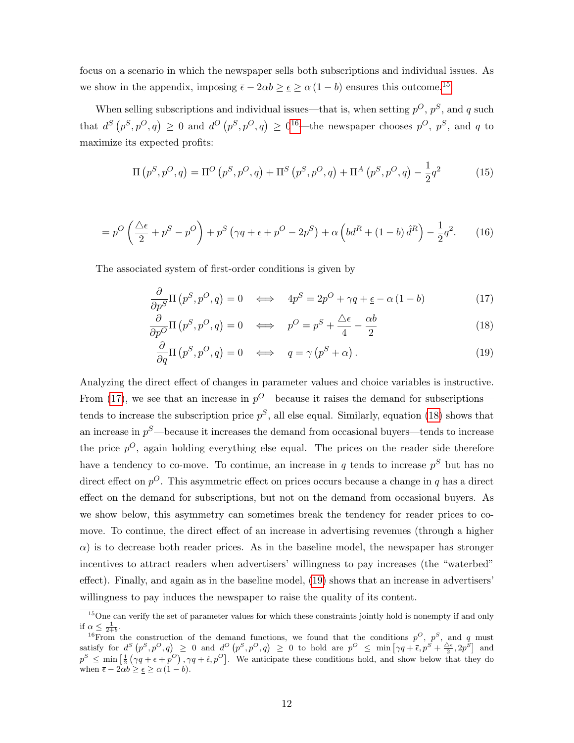focus on a scenario in which the newspaper sells both subscriptions and individual issues. As we show in the appendix, imposing $\bar{\epsilon} - 2\alpha b \geq \underline{\epsilon} \geq \alpha(1-b)$ ensures this outcome.[15]

When selling subscriptions and individual issues—that is, when setting $p^O$, $p^S$, and $q$ such that $d^S(p^S, p^O, q) \geq 0$ and $d^O(p^S, p^O, q) \geq 0$[16]—the newspaper chooses $p^O$, $p^S$, and $q$ to maximize its expected profits:

$$\Pi(p^S, p^O, q) = \Pi^O(p^S, p^O, q) + \Pi^S(p^S, p^O, q) + \Pi^A(p^S, p^O, q) - \frac{1}{2}q^2 \tag{15}$$

$$= p^O\left(\frac{\triangle\epsilon}{2} + p^S - p^O\right) + p^S\left(\gamma q + \underline{\epsilon} + p^O - 2p^S\right) + \alpha\left(bd^R + (1-b)\hat{d}^R\right) - \frac{1}{2}q^2. \tag{16}$$

The associated system of first-order conditions is given by

$$\frac{\partial}{\partial p^S}\Pi(p^S, p^O, q) = 0 \iff 4p^S = 2p^O + \gamma q + \underline{\epsilon} - \alpha(1-b) \tag{17}$$

$$\frac{\partial}{\partial p^O}\Pi(p^S, p^O, q) = 0 \iff p^O = p^S + \frac{\triangle\epsilon}{4} - \frac{\alpha b}{2} \tag{18}$$

$$\frac{\partial}{\partial q}\Pi(p^S, p^O, q) = 0 \iff q = \gamma(p^S + \alpha). \tag{19}$$

Analyzing the direct effect of changes in parameter values and choice variables is instructive. From (17), we see that an increase in $p^O$—because it raises the demand for subscriptions—tends to increase the subscription price $p^S$, all else equal. Similarly, equation (18) shows that an increase in $p^S$—because it increases the demand from occasional buyers—tends to increase the price $p^O$, again holding everything else equal. The prices on the reader side therefore have a tendency to co-move. To continue, an increase in $q$ tends to increase $p^S$ but has no direct effect on $p^O$. This asymmetric effect on prices occurs because a change in $q$ has a direct effect on the demand for subscriptions, but not on the demand from occasional buyers. As we show below, this asymmetry can sometimes break the tendency for reader prices to co-move. To continue, the direct effect of an increase in advertising revenues (through a higher $\alpha$) is to decrease both reader prices. As in the baseline model, the newspaper has stronger incentives to attract readers when advertisers' willingness to pay increases (the "waterbed" effect). Finally, and again as in the baseline model, (19) shows that an increase in advertisers' willingness to pay induces the newspaper to raise the quality of its content.

[15] One can verify the set of parameter values for which these constraints jointly hold is nonempty if and only if $\alpha \leq \frac{1}{2+b}$.

[16] From the construction of the demand functions, we found that the conditions $p^O$, $p^S$, and $q$ must satisfy for $d^S(p^S, p^O, q) \geq 0$ and $d^O(p^S, p^O, q) \geq 0$ to hold are $p^O \leq \min\left[\gamma q + \bar{\epsilon}, p^S + \frac{\triangle\epsilon}{2}, 2p^S\right]$ and $p^S \leq \min\left[\frac{1}{2}(\gamma q + \underline{\epsilon} + p^O), \gamma q + \hat{\epsilon}, p^O\right]$. We anticipate these conditions hold, and show below that they do when $\bar{\epsilon} - 2\alpha b \geq \underline{\epsilon} \geq \alpha(1-b)$.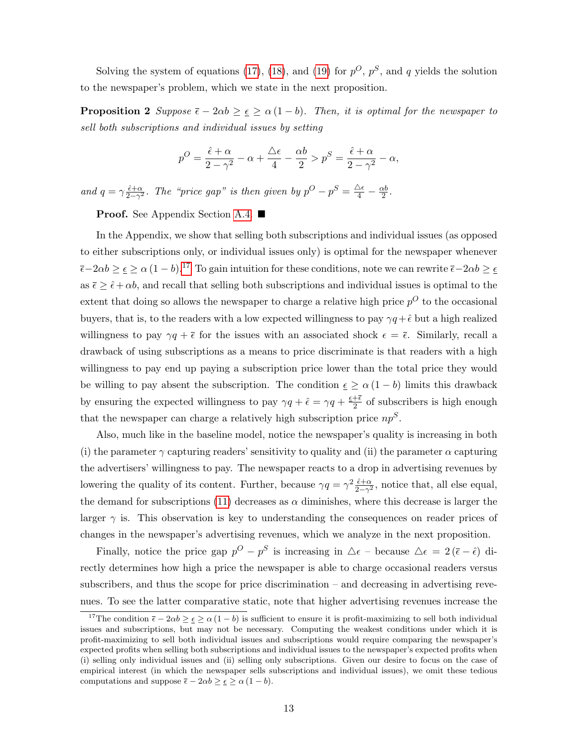Solving the system of equations (17), (18), and (19) for $p^O$, $p^S$, and $q$ yields the solution to the newspaper's problem, which we state in the next proposition.

**Proposition 2** *Suppose $\overline{\epsilon} - 2\alpha b \geq \underline{\epsilon} \geq \alpha(1-b)$. Then, it is optimal for the newspaper to sell both subscriptions and individual issues by setting*

$$p^O = \frac{\hat{\epsilon} + \alpha}{2 - \gamma^2} - \alpha + \frac{\triangle\epsilon}{4} - \frac{\alpha b}{2} > p^S = \frac{\hat{\epsilon} + \alpha}{2 - \gamma^2} - \alpha,$$

*and $q = \gamma \frac{\hat{\epsilon}+\alpha}{2-\gamma^2}$. The "price gap" is then given by $p^O - p^S = \frac{\triangle\epsilon}{4} - \frac{\alpha b}{2}$.*

**Proof.** See Appendix Section A.4. ■

In the Appendix, we show that selling both subscriptions and individual issues (as opposed to either subscriptions only, or individual issues only) is optimal for the newspaper whenever $\overline{\epsilon} - 2\alpha b \geq \underline{\epsilon} \geq \alpha(1-b)$.[17] To gain intuition for these conditions, note we can rewrite $\overline{\epsilon} - 2\alpha b \geq \underline{\epsilon}$ as $\overline{\epsilon} \geq \hat{\epsilon} + \alpha b$, and recall that selling both subscriptions and individual issues is optimal to the extent that doing so allows the newspaper to charge a relative high price $p^O$ to the occasional buyers, that is, to the readers with a low expected willingness to pay $\gamma q + \hat{\epsilon}$ but a high realized willingness to pay $\gamma q + \overline{\epsilon}$ for the issues with an associated shock $\epsilon = \overline{\epsilon}$. Similarly, recall a drawback of using subscriptions as a means to price discriminate is that readers with a high willingness to pay end up paying a subscription price lower than the total price they would be willing to pay absent the subscription. The condition $\underline{\epsilon} \geq \alpha(1-b)$ limits this drawback by ensuring the expected willingness to pay $\gamma q + \hat{\epsilon} = \gamma q + \frac{\underline{\epsilon}+\overline{\epsilon}}{2}$ of subscribers is high enough that the newspaper can charge a relatively high subscription price $np^S$.

Also, much like in the baseline model, notice the newspaper's quality is increasing in both (i) the parameter $\gamma$ capturing readers' sensitivity to quality and (ii) the parameter $\alpha$ capturing the advertisers' willingness to pay. The newspaper reacts to a drop in advertising revenues by lowering the quality of its content. Further, because $\gamma q = \gamma^2 \frac{\hat{\epsilon}+\alpha}{2-\gamma^2}$, notice that, all else equal, the demand for subscriptions (11) decreases as $\alpha$ diminishes, where this decrease is larger the larger $\gamma$ is. This observation is key to understanding the consequences on reader prices of changes in the newspaper's advertising revenues, which we analyze in the next proposition.

Finally, notice the price gap $p^O - p^S$ is increasing in $\triangle\epsilon$ – because $\triangle\epsilon = 2(\overline{\epsilon} - \hat{\epsilon})$ directly determines how high a price the newspaper is able to charge occasional readers versus subscribers, and thus the scope for price discrimination – and decreasing in advertising revenues. To see the latter comparative static, note that higher advertising revenues increase the

[17] The condition $\overline{\epsilon} - 2\alpha b \geq \underline{\epsilon} \geq \alpha(1-b)$ is sufficient to ensure it is profit-maximizing to sell both individual issues and subscriptions, but may not be necessary. Computing the weakest conditions under which it is profit-maximizing to sell both individual issues and subscriptions would require comparing the newspaper's expected profits when selling both subscriptions and individual issues to the newspaper's expected profits when (i) selling only individual issues and (ii) selling only subscriptions. Given our desire to focus on the case of empirical interest (in which the newspaper sells subscriptions and individual issues), we omit these tedious computations and suppose $\overline{\epsilon} - 2\alpha b \geq \underline{\epsilon} \geq \alpha(1-b)$.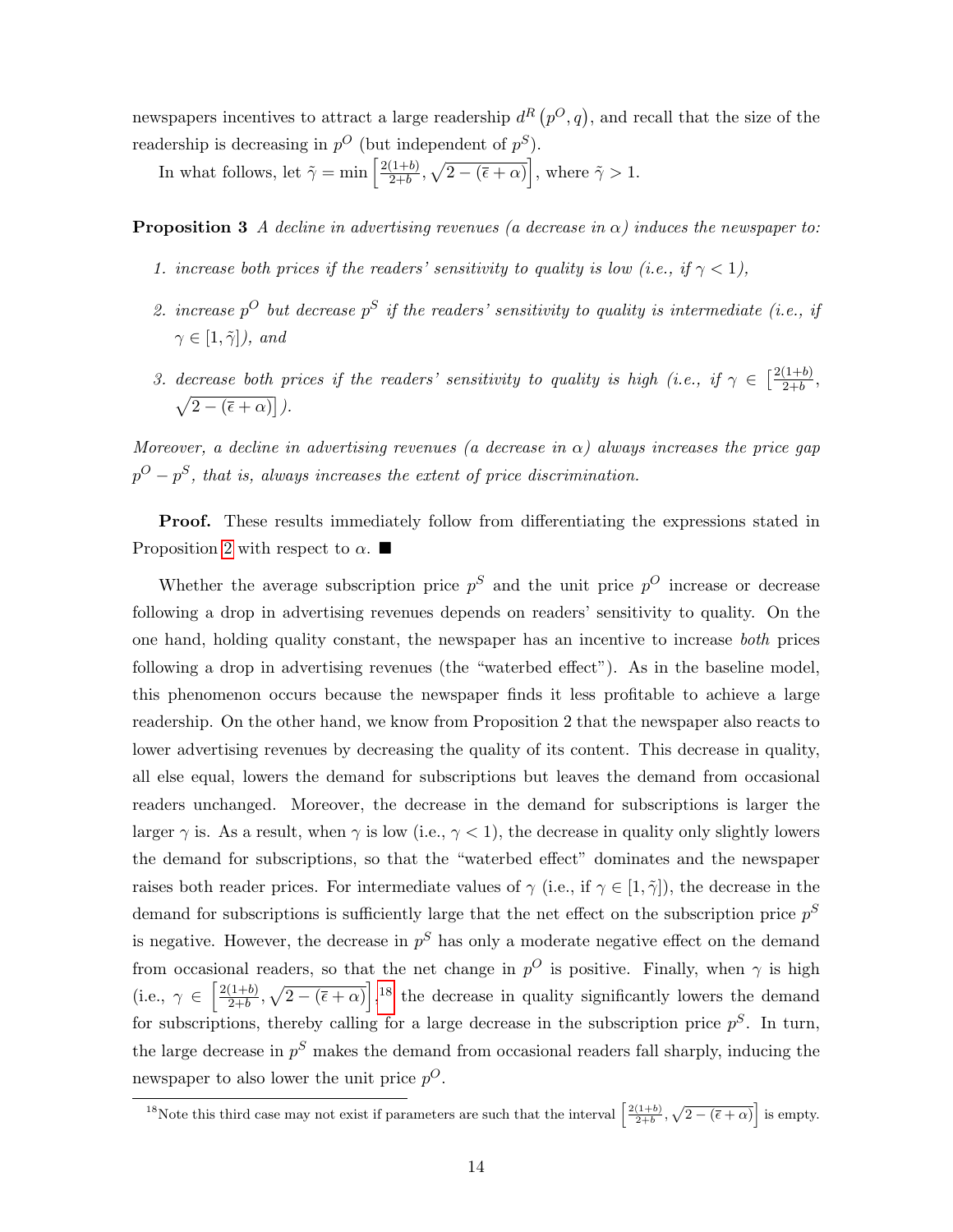newspapers incentives to attract a large readership $d^R(p^O, q)$, and recall that the size of the readership is decreasing in $p^O$ (but independent of $p^S$).

In what follows, let $\tilde{\gamma} = \min\left[\frac{2(1+b)}{2+b}, \sqrt{2-(\bar{\epsilon}+\alpha)}\right]$, where $\tilde{\gamma} > 1$.

**Proposition 3** *A decline in advertising revenues (a decrease in $\alpha$) induces the newspaper to:*

1. *increase both prices if the readers' sensitivity to quality is low (i.e., if $\gamma < 1$),*
2. *increase $p^O$ but decrease $p^S$ if the readers' sensitivity to quality is intermediate (i.e., if $\gamma \in [1, \tilde{\gamma}]$), and*
3. *decrease both prices if the readers' sensitivity to quality is high (i.e., if $\gamma \in \left[\frac{2(1+b)}{2+b}, \sqrt{2-(\bar{\epsilon}+\alpha)}\right]$).*

*Moreover, a decline in advertising revenues (a decrease in $\alpha$) always increases the price gap $p^O - p^S$, that is, always increases the extent of price discrimination.*

**Proof.** These results immediately follow from differentiating the expressions stated in Proposition 2 with respect to $\alpha$. ■

Whether the average subscription price $p^S$ and the unit price $p^O$ increase or decrease following a drop in advertising revenues depends on readers' sensitivity to quality. On the one hand, holding quality constant, the newspaper has an incentive to increase *both* prices following a drop in advertising revenues (the "waterbed effect"). As in the baseline model, this phenomenon occurs because the newspaper finds it less profitable to achieve a large readership. On the other hand, we know from Proposition 2 that the newspaper also reacts to lower advertising revenues by decreasing the quality of its content. This decrease in quality, all else equal, lowers the demand for subscriptions but leaves the demand from occasional readers unchanged. Moreover, the decrease in the demand for subscriptions is larger the larger $\gamma$ is. As a result, when $\gamma$ is low (i.e., $\gamma < 1$), the decrease in quality only slightly lowers the demand for subscriptions, so that the "waterbed effect" dominates and the newspaper raises both reader prices. For intermediate values of $\gamma$ (i.e., if $\gamma \in [1, \tilde{\gamma}]$), the decrease in the demand for subscriptions is sufficiently large that the net effect on the subscription price $p^S$ is negative. However, the decrease in $p^S$ has only a moderate negative effect on the demand from occasional readers, so that the net change in $p^O$ is positive. Finally, when $\gamma$ is high (i.e., $\gamma \in \left[\frac{2(1+b)}{2+b}, \sqrt{2-(\bar{\epsilon}+\alpha)}\right]$,[18] the decrease in quality significantly lowers the demand for subscriptions, thereby calling for a large decrease in the subscription price $p^S$. In turn, the large decrease in $p^S$ makes the demand from occasional readers fall sharply, inducing the newspaper to also lower the unit price $p^O$.

[18] Note this third case may not exist if parameters are such that the interval $\left[\frac{2(1+b)}{2+b}, \sqrt{2-(\bar{\epsilon}+\alpha)}\right]$ is empty.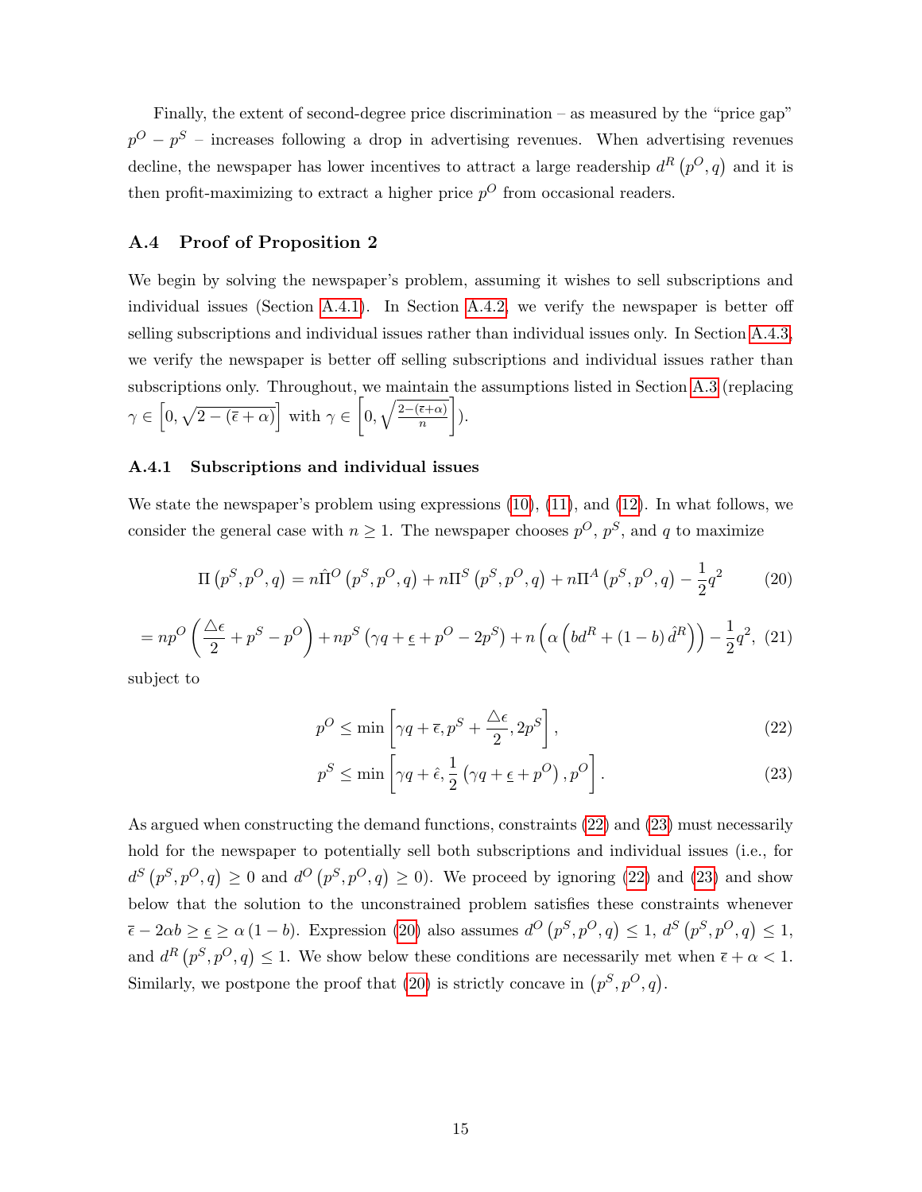Finally, the extent of second-degree price discrimination – as measured by the "price gap" $p^O - p^S$ – increases following a drop in advertising revenues. When advertising revenues decline, the newspaper has lower incentives to attract a large readership $d^R\left(p^O, q\right)$ and it is then profit-maximizing to extract a higher price $p^O$ from occasional readers.

### A.4 Proof of Proposition 2

We begin by solving the newspaper's problem, assuming it wishes to sell subscriptions and individual issues (Section A.4.1). In Section A.4.2, we verify the newspaper is better off selling subscriptions and individual issues rather than individual issues only. In Section A.4.3, we verify the newspaper is better off selling subscriptions and individual issues rather than subscriptions only. Throughout, we maintain the assumptions listed in Section A.3 (replacing $\gamma \in \left[0, \sqrt{2-(\overline{\epsilon}+\alpha)}\right]$ with $\gamma \in \left[0, \sqrt{\frac{2-(\overline{\epsilon}+\alpha)}{n}}\right]$).

#### A.4.1 Subscriptions and individual issues

We state the newspaper's problem using expressions (10), (11), and (12). In what follows, we consider the general case with $n \geq 1$. The newspaper chooses $p^O$, $p^S$, and $q$ to maximize

$$\Pi\left(p^S, p^O, q\right) = n\hat{\Pi}^O\left(p^S, p^O, q\right) + n\Pi^S\left(p^S, p^O, q\right) + n\Pi^A\left(p^S, p^O, q\right) - \frac{1}{2}q^2 \tag{20}$$

$$= np^O\left(\frac{\triangle\epsilon}{2} + p^S - p^O\right) + np^S\left(\gamma q + \underline{\epsilon} + p^O - 2p^S\right) + n\left(\alpha\left(bd^R + (1-b)\,\hat{d}^R\right)\right) - \frac{1}{2}q^2, \tag{21}$$

subject to

$$p^O \leq \min\left[\gamma q + \overline{\epsilon}, p^S + \frac{\triangle\epsilon}{2}, 2p^S\right], \tag{22}$$

$$p^S \leq \min\left[\gamma q + \hat{\epsilon}, \frac{1}{2}\left(\gamma q + \underline{\epsilon} + p^O\right), p^O\right]. \tag{23}$$

As argued when constructing the demand functions, constraints (22) and (23) must necessarily hold for the newspaper to potentially sell both subscriptions and individual issues (i.e., for $d^S\left(p^S, p^O, q\right) \geq 0$ and $d^O\left(p^S, p^O, q\right) \geq 0$). We proceed by ignoring (22) and (23) and show below that the solution to the unconstrained problem satisfies these constraints whenever $\overline{\epsilon} - 2\alpha b \geq \underline{\epsilon} \geq \alpha(1-b)$. Expression (20) also assumes $d^O\left(p^S, p^O, q\right) \leq 1$, $d^S\left(p^S, p^O, q\right) \leq 1$, and $d^R\left(p^S, p^O, q\right) \leq 1$. We show below these conditions are necessarily met when $\overline{\epsilon} + \alpha < 1$. Similarly, we postpone the proof that (20) is strictly concave in $\left(p^S, p^O, q\right)$.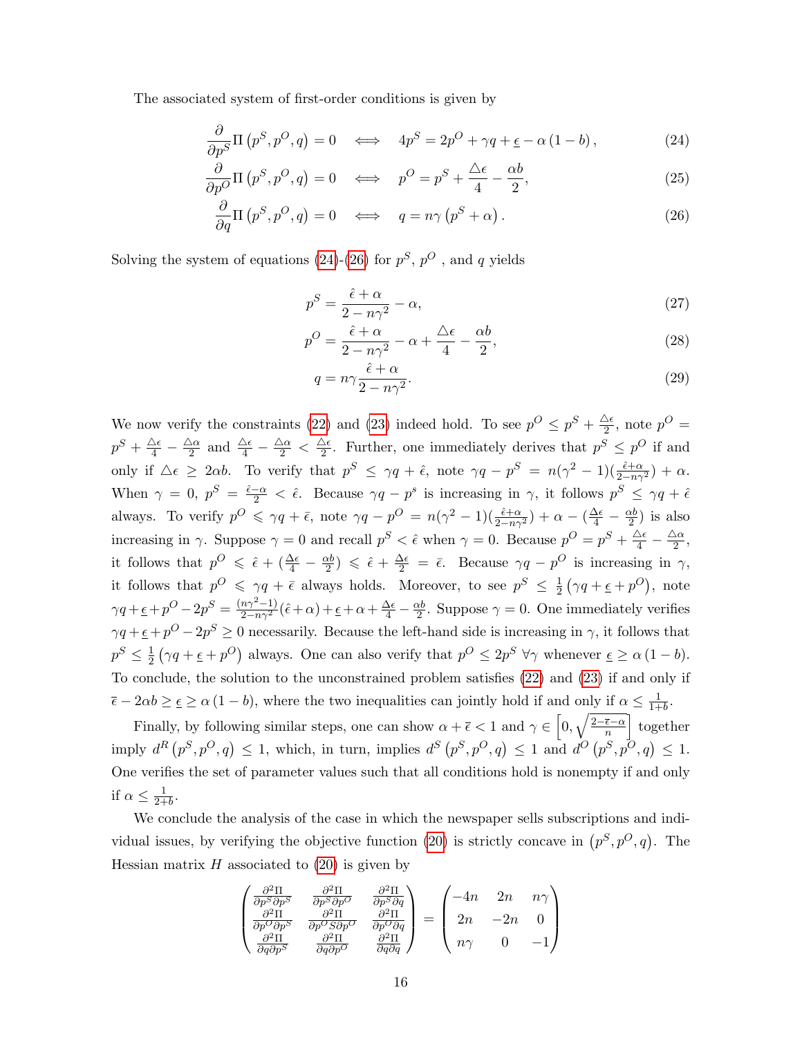The associated system of first-order conditions is given by

$$\frac{\partial}{\partial p^S}\Pi\left(p^S, p^O, q\right) = 0 \iff 4p^S = 2p^O + \gamma q + \underline{\epsilon} - \alpha\left(1 - b\right), \tag{24}$$

$$\frac{\partial}{\partial p^O}\Pi\left(p^S, p^O, q\right) = 0 \iff p^O = p^S + \frac{\triangle\epsilon}{4} - \frac{\alpha b}{2}, \tag{25}$$

$$\frac{\partial}{\partial q}\Pi\left(p^S, p^O, q\right) = 0 \iff q = n\gamma\left(p^S + \alpha\right). \tag{26}$$

Solving the system of equations (24)-(26) for $p^S$, $p^O$ , and $q$ yields

$$p^S = \frac{\hat{\epsilon} + \alpha}{2 - n\gamma^2} - \alpha, \tag{27}$$

$$p^O = \frac{\hat{\epsilon} + \alpha}{2 - n\gamma^2} - \alpha + \frac{\triangle\epsilon}{4} - \frac{\alpha b}{2}, \tag{28}$$

$$q = n\gamma\frac{\hat{\epsilon} + \alpha}{2 - n\gamma^2}. \tag{29}$$

We now verify the constraints (22) and (23) indeed hold. To see $p^O \leq p^S + \frac{\triangle\epsilon}{2}$, note $p^O = p^S + \frac{\triangle\epsilon}{4} - \frac{\triangle\alpha}{2}$ and $\frac{\triangle\epsilon}{4} - \frac{\triangle\alpha}{2} < \frac{\triangle\epsilon}{2}$. Further, one immediately derives that $p^S \leq p^O$ if and only if $\triangle\epsilon \geq 2\alpha b$. To verify that $p^S \leq \gamma q + \hat{\epsilon}$, note $\gamma q - p^S = n(\gamma^2 - 1)(\frac{\hat{\epsilon}+\alpha}{2-n\gamma^2}) + \alpha$. When $\gamma = 0$, $p^S = \frac{\hat{\epsilon}-\alpha}{2} < \hat{\epsilon}$. Because $\gamma q - p^s$ is increasing in $\gamma$, it follows $p^S \leq \gamma q + \hat{\epsilon}$ always. To verify $p^O \leqslant \gamma q + \bar{\epsilon}$, note $\gamma q - p^O = n(\gamma^2 - 1)(\frac{\hat{\epsilon}+\alpha}{2-n\gamma^2}) + \alpha - (\frac{\Delta\epsilon}{4} - \frac{\alpha b}{2})$ is also increasing in $\gamma$. Suppose $\gamma = 0$ and recall $p^S < \hat{\epsilon}$ when $\gamma = 0$. Because $p^O = p^S + \frac{\triangle\epsilon}{4} - \frac{\triangle\alpha}{2}$, it follows that $p^O \leqslant \hat{\epsilon} + (\frac{\Delta\epsilon}{4} - \frac{\alpha b}{2}) \leqslant \hat{\epsilon} + \frac{\Delta\epsilon}{2} = \bar{\epsilon}$. Because $\gamma q - p^O$ is increasing in $\gamma$, it follows that $p^O \leqslant \gamma q + \bar{\epsilon}$ always holds. Moreover, to see $p^S \leq \frac{1}{2}\left(\gamma q + \underline{\epsilon} + p^O\right)$, note $\gamma q + \underline{\epsilon} + p^O - 2p^S = \frac{(n\gamma^2-1)}{2-n\gamma^2}(\hat{\epsilon}+\alpha) + \underline{\epsilon} + \alpha + \frac{\Delta\epsilon}{4} - \frac{\alpha b}{2}$. Suppose $\gamma = 0$. One immediately verifies $\gamma q + \underline{\epsilon} + p^O - 2p^S \geq 0$ necessarily. Because the left-hand side is increasing in $\gamma$, it follows that $p^S \leq \frac{1}{2}\left(\gamma q + \underline{\epsilon} + p^O\right)$ always. One can also verify that $p^O \leq 2p^S \ \forall\gamma$ whenever $\underline{\epsilon} \geq \alpha\left(1 - b\right)$. To conclude, the solution to the unconstrained problem satisfies (22) and (23) if and only if $\bar{\epsilon} - 2\alpha b \geq \underline{\epsilon} \geq \alpha\left(1 - b\right)$, where the two inequalities can jointly hold if and only if $\alpha \leq \frac{1}{1+b}$.

Finally, by following similar steps, one can show $\alpha + \bar{\epsilon} < 1$ and $\gamma \in \left[0, \sqrt{\frac{2-\bar{\epsilon}-\alpha}{n}}\right]$ together imply $d^R\left(p^S, p^O, q\right) \leq 1$, which, in turn, implies $d^S\left(p^S, p^O, q\right) \leq 1$ and $d^O\left(p^S, p^O, q\right) \leq 1$. One verifies the set of parameter values such that all conditions hold is nonempty if and only if $\alpha \leq \frac{1}{2+b}$.

We conclude the analysis of the case in which the newspaper sells subscriptions and individual issues, by verifying the objective function (20) is strictly concave in $\left(p^S, p^O, q\right)$. The Hessian matrix $H$ associated to (20) is given by

$$\begin{pmatrix} \frac{\partial^2\Pi}{\partial p^S\partial p^S} & \frac{\partial^2\Pi}{\partial p^S\partial p^O} & \frac{\partial^2\Pi}{\partial p^S\partial q} \\ \frac{\partial^2\Pi}{\partial p^O\partial p^S} & \frac{\partial^2\Pi}{\partial p^O S\partial p^O} & \frac{\partial^2\Pi}{\partial p^O\partial q} \\ \frac{\partial^2\Pi}{\partial q\partial p^S} & \frac{\partial^2\Pi}{\partial q\partial p^O} & \frac{\partial^2\Pi}{\partial q\partial q} \end{pmatrix} = \begin{pmatrix} -4n & 2n & n\gamma \\ 2n & -2n & 0 \\ n\gamma & 0 & -1 \end{pmatrix}$$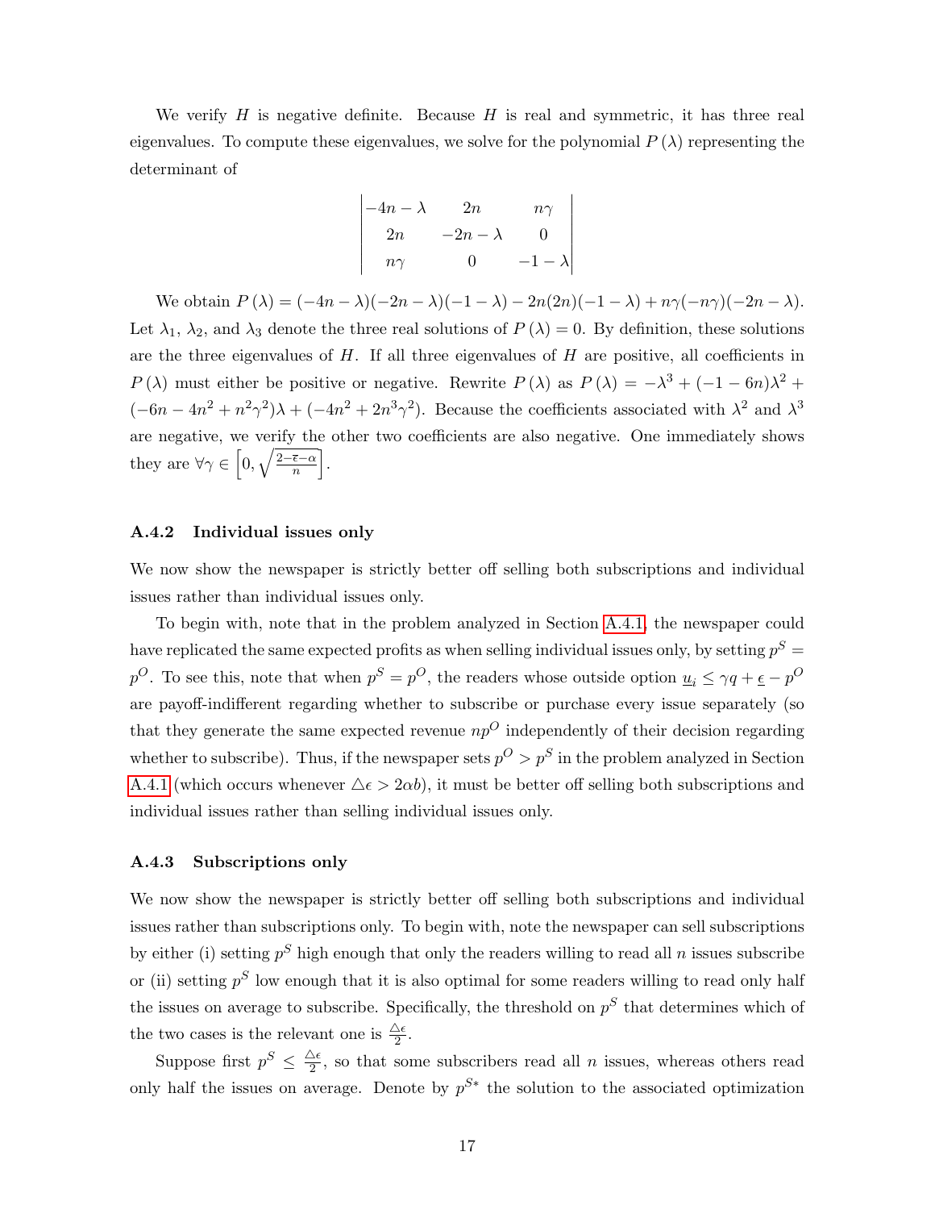We verify $H$ is negative definite. Because $H$ is real and symmetric, it has three real eigenvalues. To compute these eigenvalues, we solve for the polynomial $P(\lambda)$ representing the determinant of

$$\begin{vmatrix} -4n-\lambda & 2n & n\gamma \\ 2n & -2n-\lambda & 0 \\ n\gamma & 0 & -1-\lambda \end{vmatrix}$$

We obtain $P(\lambda) = (-4n-\lambda)(-2n-\lambda)(-1-\lambda) - 2n(2n)(-1-\lambda) + n\gamma(-n\gamma)(-2n-\lambda)$. Let $\lambda_1$, $\lambda_2$, and $\lambda_3$ denote the three real solutions of $P(\lambda) = 0$. By definition, these solutions are the three eigenvalues of $H$. If all three eigenvalues of $H$ are positive, all coefficients in $P(\lambda)$ must either be positive or negative. Rewrite $P(\lambda)$ as $P(\lambda) = -\lambda^3 + (-1-6n)\lambda^2 + (-6n - 4n^2 + n^2\gamma^2)\lambda + (-4n^2 + 2n^3\gamma^2)$. Because the coefficients associated with $\lambda^2$ and $\lambda^3$ are negative, we verify the other two coefficients are also negative. One immediately shows they are $\forall \gamma \in \left[0, \sqrt{\frac{2-\overline{\epsilon}-\alpha}{n}}\right]$.

### A.4.2 Individual issues only

We now show the newspaper is strictly better off selling both subscriptions and individual issues rather than individual issues only.

To begin with, note that in the problem analyzed in Section A.4.1, the newspaper could have replicated the same expected profits as when selling individual issues only, by setting $p^S = p^O$. To see this, note that when $p^S = p^O$, the readers whose outside option $\underline{u}_i \leq \gamma q + \underline{\epsilon} - p^O$ are payoff-indifferent regarding whether to subscribe or purchase every issue separately (so that they generate the same expected revenue $np^O$ independently of their decision regarding whether to subscribe). Thus, if the newspaper sets $p^O > p^S$ in the problem analyzed in Section A.4.1 (which occurs whenever $\triangle\epsilon > 2\alpha b$), it must be better off selling both subscriptions and individual issues rather than selling individual issues only.

### A.4.3 Subscriptions only

We now show the newspaper is strictly better off selling both subscriptions and individual issues rather than subscriptions only. To begin with, note the newspaper can sell subscriptions by either (i) setting $p^S$ high enough that only the readers willing to read all $n$ issues subscribe or (ii) setting $p^S$ low enough that it is also optimal for some readers willing to read only half the issues on average to subscribe. Specifically, the threshold on $p^S$ that determines which of the two cases is the relevant one is $\frac{\triangle\epsilon}{2}$.

Suppose first $p^S \leq \frac{\triangle\epsilon}{2}$, so that some subscribers read all $n$ issues, whereas others read only half the issues on average. Denote by $p^{S*}$ the solution to the associated optimization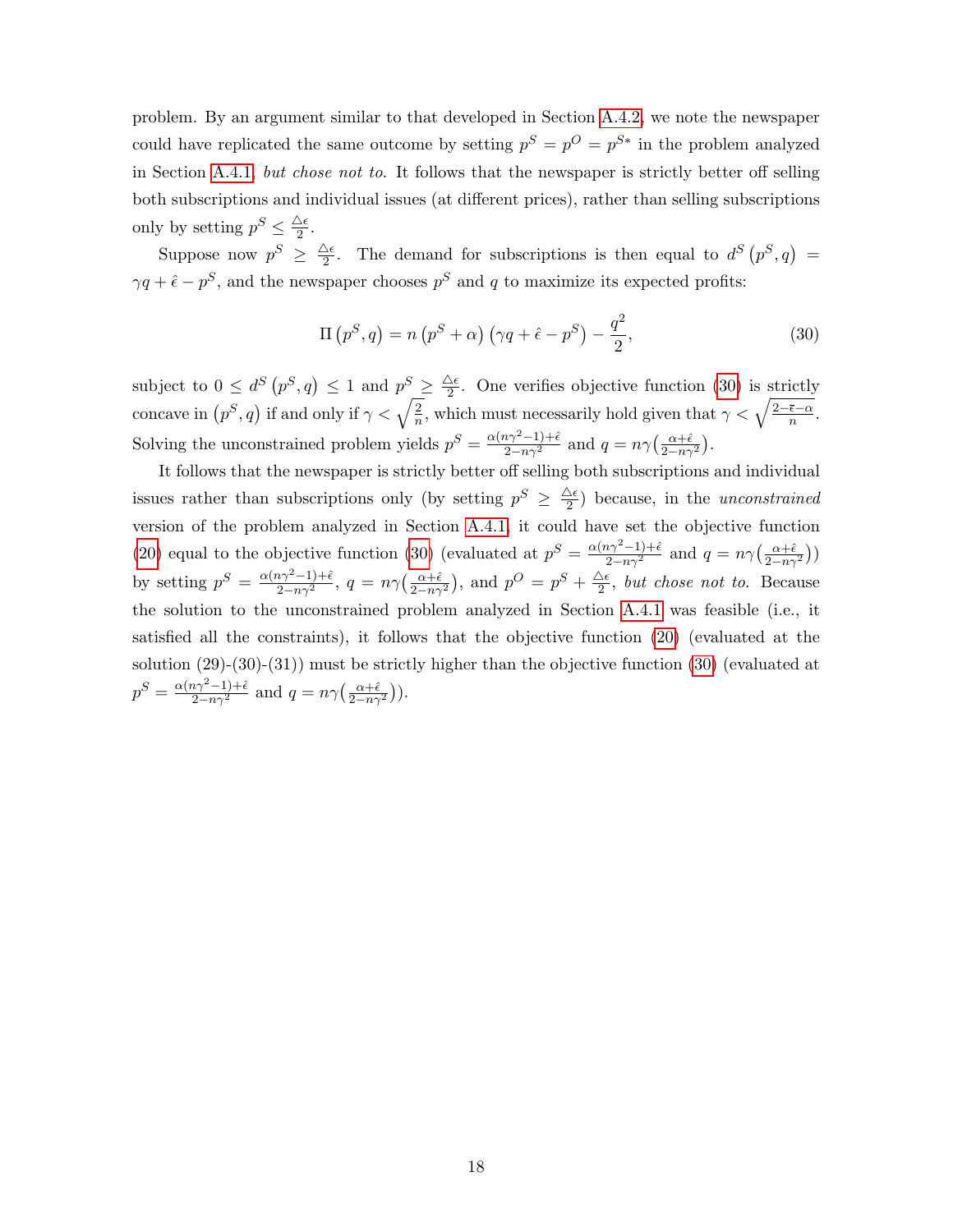problem. By an argument similar to that developed in Section A.4.2, we note the newspaper could have replicated the same outcome by setting $p^S = p^O = p^{S*}$ in the problem analyzed in Section A.4.1, *but chose not to*. It follows that the newspaper is strictly better off selling both subscriptions and individual issues (at different prices), rather than selling subscriptions only by setting $p^S \leq \frac{\triangle\epsilon}{2}$.

Suppose now $p^S \geq \frac{\triangle\epsilon}{2}$. The demand for subscriptions is then equal to $d^S(p^S, q) = \gamma q + \hat{\epsilon} - p^S$, and the newspaper chooses $p^S$ and $q$ to maximize its expected profits:

$$\Pi\left(p^S, q\right) = n\left(p^S + \alpha\right)\left(\gamma q + \hat{\epsilon} - p^S\right) - \frac{q^2}{2}, \tag{30}$$

subject to $0 \leq d^S(p^S, q) \leq 1$ and $p^S \geq \frac{\triangle\epsilon}{2}$. One verifies objective function (30) is strictly concave in $(p^S, q)$ if and only if $\gamma < \sqrt{\frac{2}{n}}$, which must necessarily hold given that $\gamma < \sqrt{\frac{2-\bar{\epsilon}-\alpha}{n}}$. Solving the unconstrained problem yields $p^S = \frac{\alpha(n\gamma^2-1)+\hat{\epsilon}}{2-n\gamma^2}$ and $q = n\gamma\left(\frac{\alpha+\hat{\epsilon}}{2-n\gamma^2}\right)$.

It follows that the newspaper is strictly better off selling both subscriptions and individual issues rather than subscriptions only (by setting $p^S \geq \frac{\triangle\epsilon}{2}$) because, in the *unconstrained* version of the problem analyzed in Section A.4.1, it could have set the objective function (20) equal to the objective function (30) (evaluated at $p^S = \frac{\alpha(n\gamma^2-1)+\hat{\epsilon}}{2-n\gamma^2}$ and $q = n\gamma\left(\frac{\alpha+\hat{\epsilon}}{2-n\gamma^2}\right)$) by setting $p^S = \frac{\alpha(n\gamma^2-1)+\hat{\epsilon}}{2-n\gamma^2}$, $q = n\gamma\left(\frac{\alpha+\hat{\epsilon}}{2-n\gamma^2}\right)$, and $p^O = p^S + \frac{\triangle\epsilon}{2}$, *but chose not to*. Because the solution to the unconstrained problem analyzed in Section A.4.1 was feasible (i.e., it satisfied all the constraints), it follows that the objective function (20) (evaluated at the solution (29)-(30)-(31)) must be strictly higher than the objective function (30) (evaluated at $p^S = \frac{\alpha(n\gamma^2-1)+\hat{\epsilon}}{2-n\gamma^2}$ and $q = n\gamma\left(\frac{\alpha+\hat{\epsilon}}{2-n\gamma^2}\right)$).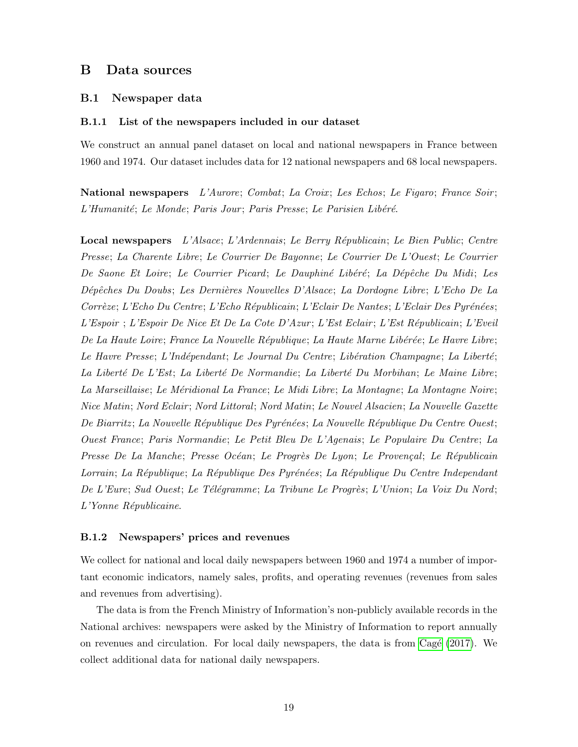# B Data sources

## B.1 Newspaper data

### B.1.1 List of the newspapers included in our dataset

We construct an annual panel dataset on local and national newspapers in France between 1960 and 1974. Our dataset includes data for 12 national newspapers and 68 local newspapers.

**National newspapers** *L'Aurore*; *Combat*; *La Croix*; *Les Echos*; *Le Figaro*; *France Soir*; *L'Humanité*; *Le Monde*; *Paris Jour*; *Paris Presse*; *Le Parisien Libéré*.

**Local newspapers** *L'Alsace*; *L'Ardennais*; *Le Berry Républicain*; *Le Bien Public*; *Centre Presse*; *La Charente Libre*; *Le Courrier De Bayonne*; *Le Courrier De L'Ouest*; *Le Courrier De Saone Et Loire*; *Le Courrier Picard*; *Le Dauphiné Libéré*; *La Dépêche Du Midi*; *Les Dépêches Du Doubs*; *Les Dernières Nouvelles D'Alsace*; *La Dordogne Libre*; *L'Echo De La Corrèze*; *L'Echo Du Centre*; *L'Echo Républicain*; *L'Eclair De Nantes*; *L'Eclair Des Pyrénées*; *L'Espoir* ; *L'Espoir De Nice Et De La Cote D'Azur*; *L'Est Eclair*; *L'Est Républicain*; *L'Eveil De La Haute Loire*; *France La Nouvelle République*; *La Haute Marne Libérée*; *Le Havre Libre*; *Le Havre Presse*; *L'Indépendant*; *Le Journal Du Centre*; *Libération Champagne*; *La Liberté*; *La Liberté De L'Est*; *La Liberté De Normandie*; *La Liberté Du Morbihan*; *Le Maine Libre*; *La Marseillaise*; *Le Méridional La France*; *Le Midi Libre*; *La Montagne*; *La Montagne Noire*; *Nice Matin*; *Nord Eclair*; *Nord Littoral*; *Nord Matin*; *Le Nouvel Alsacien*; *La Nouvelle Gazette De Biarritz*; *La Nouvelle République Des Pyrénées*; *La Nouvelle République Du Centre Ouest*; *Ouest France*; *Paris Normandie*; *Le Petit Bleu De L'Agenais*; *Le Populaire Du Centre*; *La Presse De La Manche*; *Presse Océan*; *Le Progrès De Lyon*; *Le Provençal*; *Le Républicain Lorrain*; *La République*; *La République Des Pyrénées*; *La République Du Centre Independant De L'Eure*; *Sud Ouest*; *Le Télégramme*; *La Tribune Le Progrès*; *L'Union*; *La Voix Du Nord*; *L'Yonne Républicaine*.

### B.1.2 Newspapers' prices and revenues

We collect for national and local daily newspapers between 1960 and 1974 a number of important economic indicators, namely sales, profits, and operating revenues (revenues from sales and revenues from advertising).

The data is from the French Ministry of Information's non-publicly available records in the National archives: newspapers were asked by the Ministry of Information to report annually on revenues and circulation. For local daily newspapers, the data is from Cagé (2017). We collect additional data for national daily newspapers.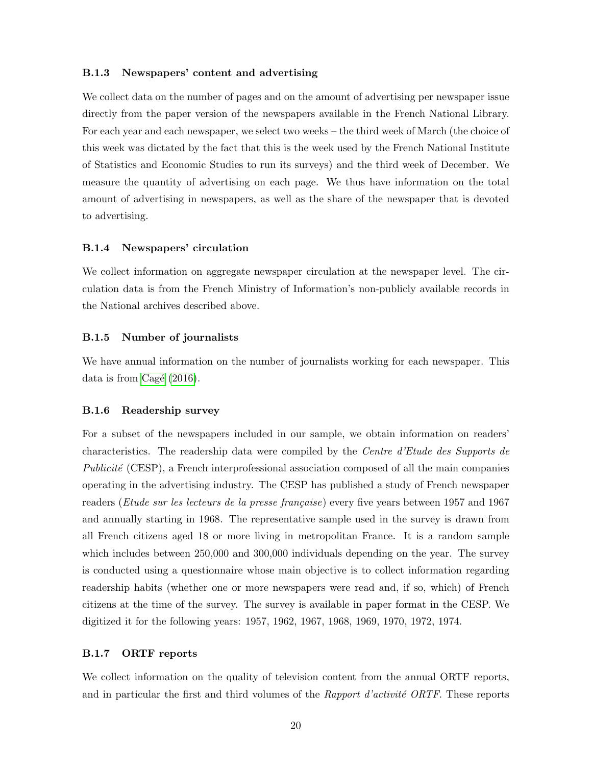### B.1.3 Newspapers' content and advertising

We collect data on the number of pages and on the amount of advertising per newspaper issue directly from the paper version of the newspapers available in the French National Library. For each year and each newspaper, we select two weeks – the third week of March (the choice of this week was dictated by the fact that this is the week used by the French National Institute of Statistics and Economic Studies to run its surveys) and the third week of December. We measure the quantity of advertising on each page. We thus have information on the total amount of advertising in newspapers, as well as the share of the newspaper that is devoted to advertising.

### B.1.4 Newspapers' circulation

We collect information on aggregate newspaper circulation at the newspaper level. The circulation data is from the French Ministry of Information's non-publicly available records in the National archives described above.

### B.1.5 Number of journalists

We have annual information the number of journalists working for each newspaper. This data is from Cagé (2016).

### B.1.6 Readership survey

For a subset of the newspapers included in our sample, we obtain information on readers' characteristics. The readership data were compiled by the *Centre d'Etude des Supports de Publicité* (CESP), a French interprofessional association composed of all the main companies operating in the advertising industry. The CESP has published a study of French newspaper readers (*Etude sur les lecteurs de la presse française*) every five years between 1957 and 1967 and annually starting in 1968. The representative sample used in the survey is drawn from all French citizens aged 18 or more living in metropolitan France. It is a random sample which includes between 250,000 and 300,000 individuals depending on the year. The survey is conducted using a questionnaire whose main objective is to collect information regarding readership habits (whether one or more newspapers were read and, if so, which) of French citizens at the time of the survey. The survey is available in paper format in the CESP. We digitized it for the following years: 1957, 1962, 1967, 1968, 1969, 1970, 1972, 1974.

### B.1.7 ORTF reports

We collect information on the quality of television content from the annual ORTF reports, and in particular the first and third volumes of the *Rapport d'activité ORTF*. These reports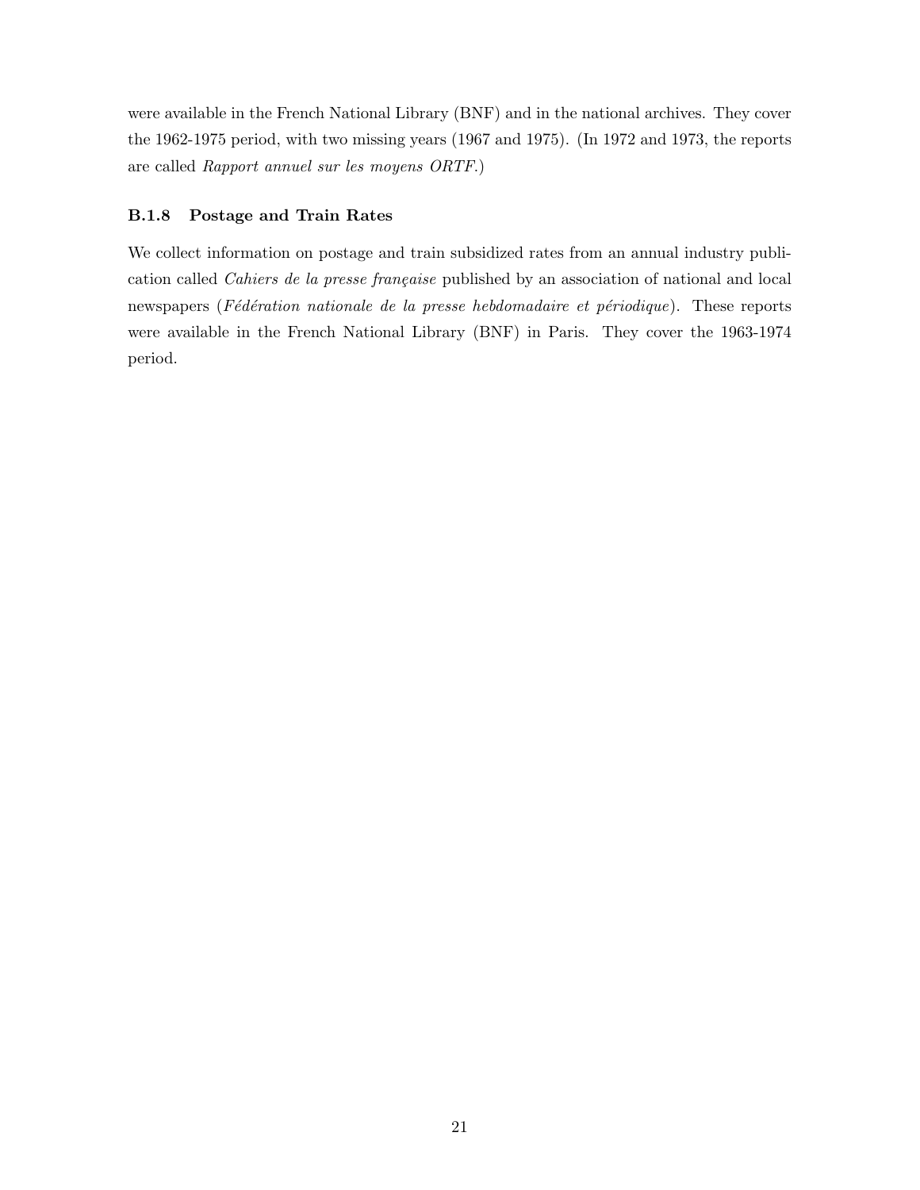were available in the French National Library (BNF) and in the national archives. They cover the 1962-1975 period, with two missing years (1967 and 1975). (In 1972 and 1973, the reports are called *Rapport annuel sur les moyens ORTF*.)

#### B.1.8 Postage and Train Rates

We collect information on postage and train subsidized rates from an annual industry publication called *Cahiers de la presse française* published by an association of national and local newspapers (*Fédération nationale de la presse hebdomadaire et périodique*). These reports were available in the French National Library (BNF) in Paris. They cover the 1963-1974 period.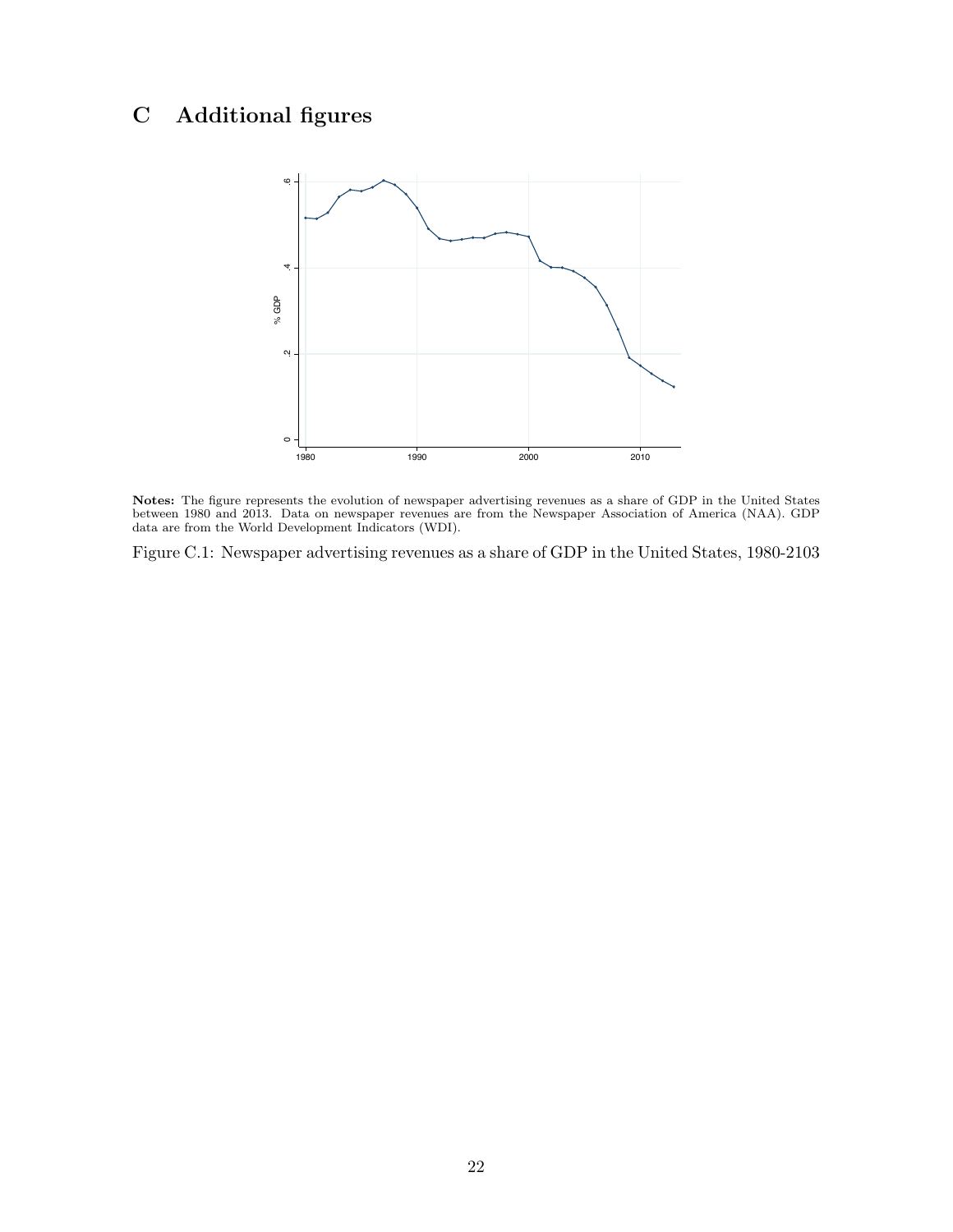# C Additional figures

**Notes:** The figure represents the evolution of newspaper advertising revenues as a share of GDP in the United States between 1980 and 2013. Data on newspaper revenues are from the Newspaper Association of America (NAA). GDP data are from the World Development Indicators (WDI).

Figure C.1: Newspaper advertising revenues as a share of GDP in the United States, 1980-2103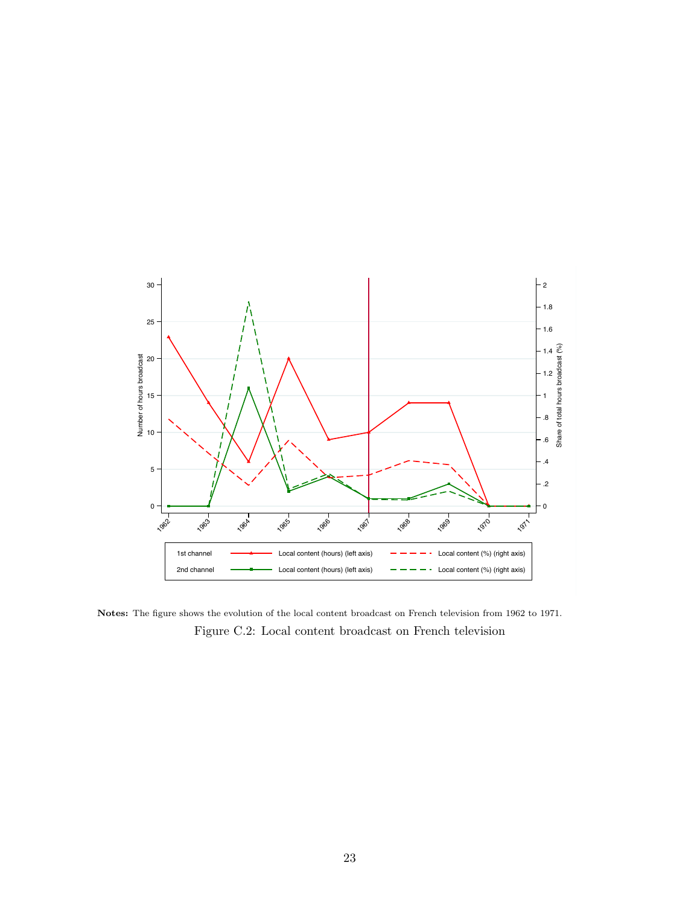**Notes:** The figure shows the evolution of the local content broadcast on French television from 1962 to 1971.

Figure C.2: Local content broadcast on French television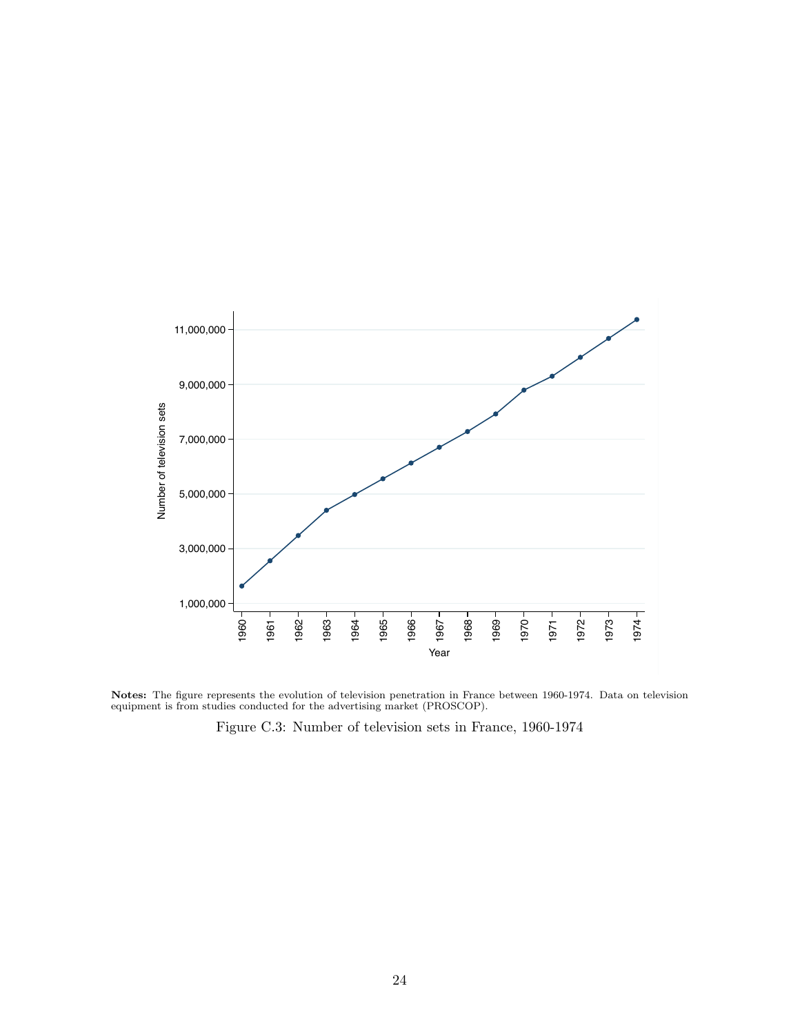**Notes:** The figure represents the evolution of television penetration in France between 1960-1974. Data on television equipment is from studies conducted for the advertising market (PROSCOP).

Figure C.3: Number of television sets in France, 1960-1974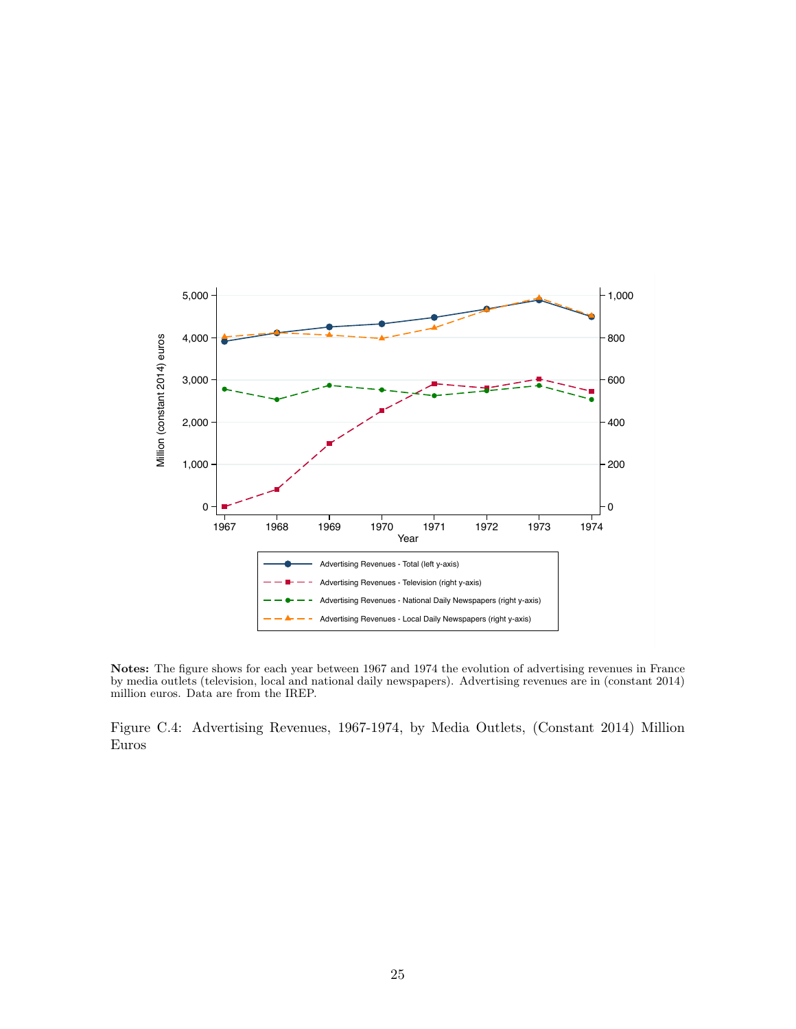**Notes:** The figure shows for each year between 1967 and 1974 the evolution of advertising revenues in France by media outlets (television, local and national daily newspapers). Advertising revenues are in (constant 2014) million euros. Data are from the IREP.

Figure C.4: Advertising Revenues, 1967-1974, by Media Outlets, (Constant 2014) Million Euros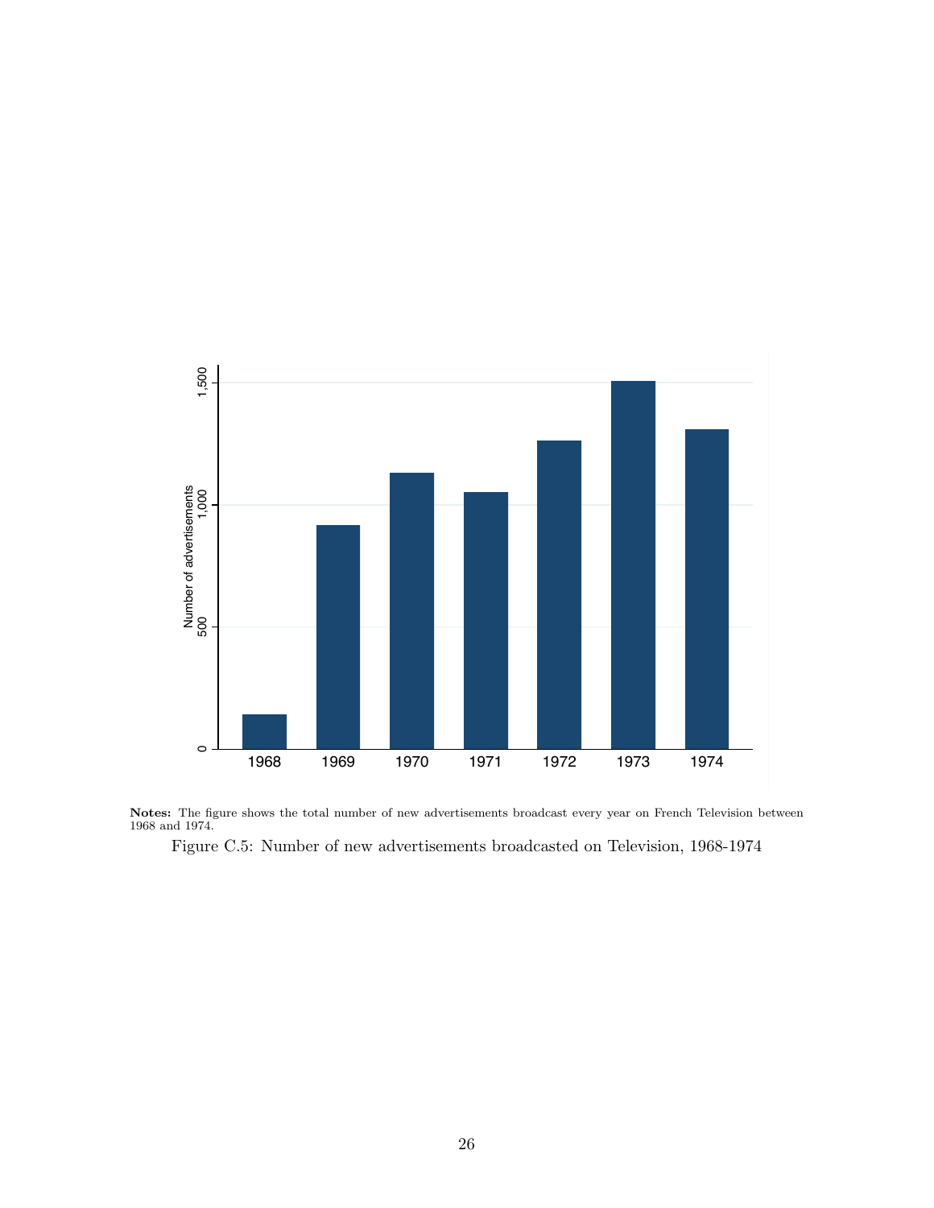**Notes:** The figure shows the total number of new advertisements broadcast every year on French Television between 1968 and 1974.

Figure C.5: Number of new advertisements broadcasted on Television, 1968-1974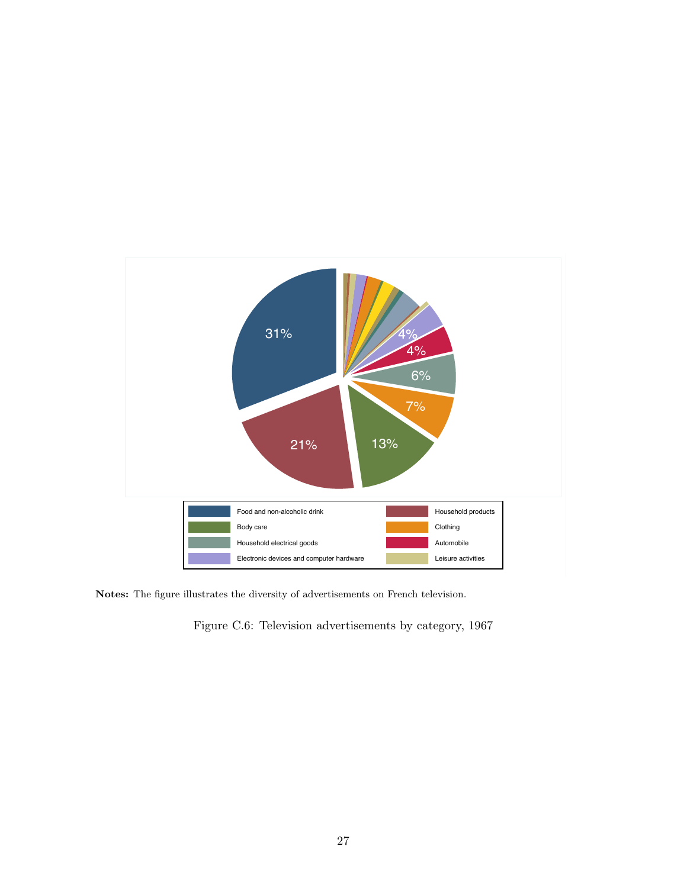**Notes:** The figure illustrates the diversity of advertisements on French television.

Figure C.6: Television advertisements by category, 1967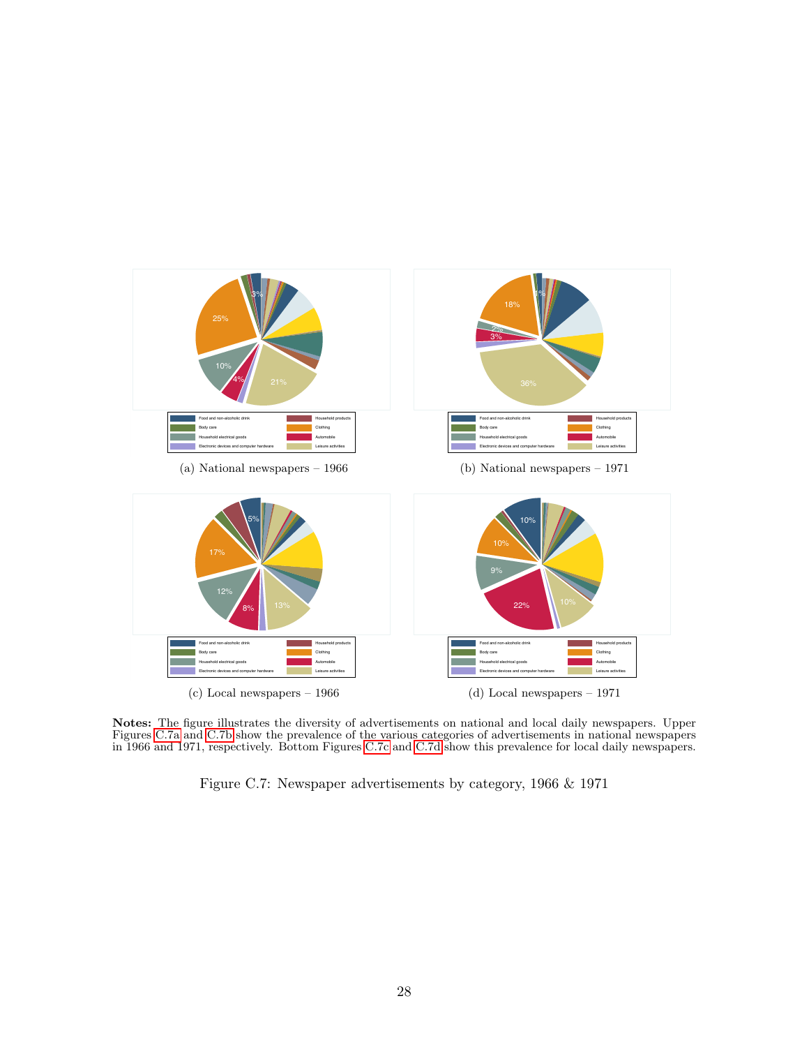(a) National newspapers – 1966

(b) National newspapers – 1971

(c) Local newspapers – 1966

(d) Local newspapers – 1971

**Notes:** The figure illustrates the diversity of advertisements on national and local daily newspapers. Upper Figures C.7a and C.7b show the prevalence of the various categories of advertisements in national newspapers in 1966 and 1971, respectively. Bottom Figures C.7c and C.7d show this prevalence for local daily newspapers.

Figure C.7: Newspaper advertisements by category, 1966 & 1971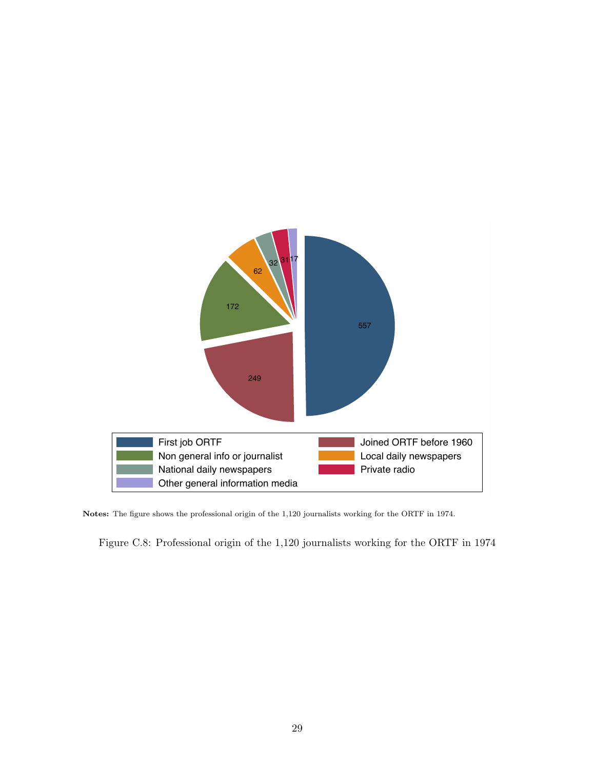**Notes:** The figure shows the professional origin of the 1,120 journalists working for the ORTF in 1974.

Figure C.8: Professional origin of the 1,120 journalists working for the ORTF in 1974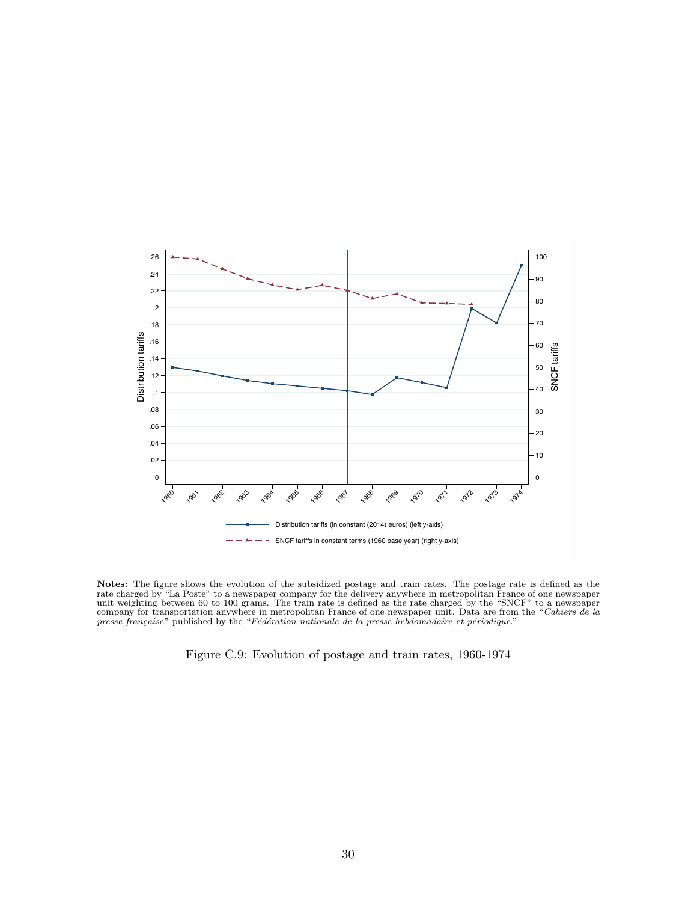**Notes:** The figure shows the evolution of the subsidized postage and train rates. The postage rate is defined as the rate charged by "La Poste" to a newspaper company for the delivery anywhere in metropolitan France of one newspaper unit weighting between 60 to 100 grams. The train rate is defined as the rate charged by the "SNCF" to a newspaper company for transportation anywhere in metropolitan France of one newspaper unit. Data are from the "*Cahiers de la presse française*" published by the "*Fédération nationale de la presse hebdomadaire et périodique*."

Figure C.9: Evolution of postage and train rates, 1960-1974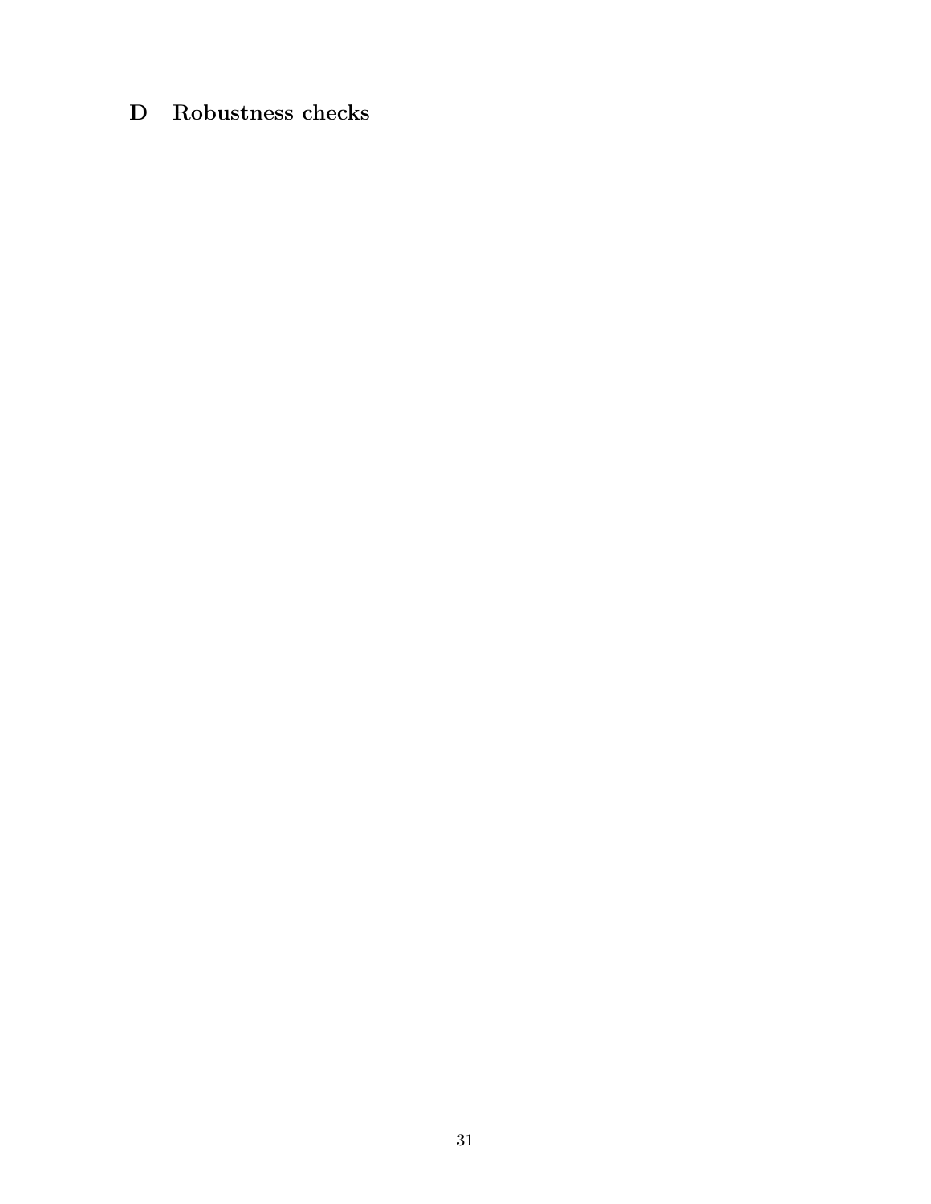# D Robustness checks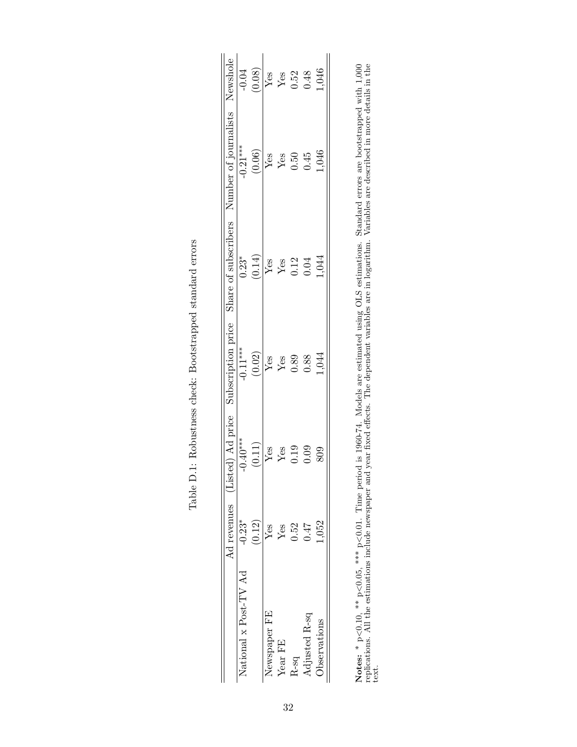Table D.1: Robustness check: Bootstrapped standard errors

| | Ad revenues | (Listed) Ad price | Subscription price | Share of subscribers | Number of journalists | Newshole |
|---|---|---|---|---|---|---|
| National x Post-TV Ad | -0.23* | -0.40*** | -0.11*** | 0.23* | -0.21*** | -0.04 |
| | (0.12) | (0.11) | (0.02) | (0.14) | (0.06) | (0.08) |
| Newspaper FE | Yes | Yes | Yes | Yes | Yes | Yes |
| Year FE | Yes | Yes | Yes | Yes | Yes | Yes |
| R-sq | 0.52 | 0.19 | 0.89 | 0.12 | 0.50 | 0.52 |
| Adjusted R-sq | 0.47 | 0.09 | 0.88 | 0.04 | 0.45 | 0.48 |
| Observations | 1,052 | 809 | 1,044 | 1,044 | 1,046 | 1,046 |

**Notes:** * p<0.10, ** p<0.05, *** p<0.01. Time period is 1960-74. Models are estimated using OLS estimations. Standard errors are bootstrapped with 1,000 replications. All the estimations include newspaper and year fixed effects. The dependent variables are in logarithm. Variables are described in more details in the text.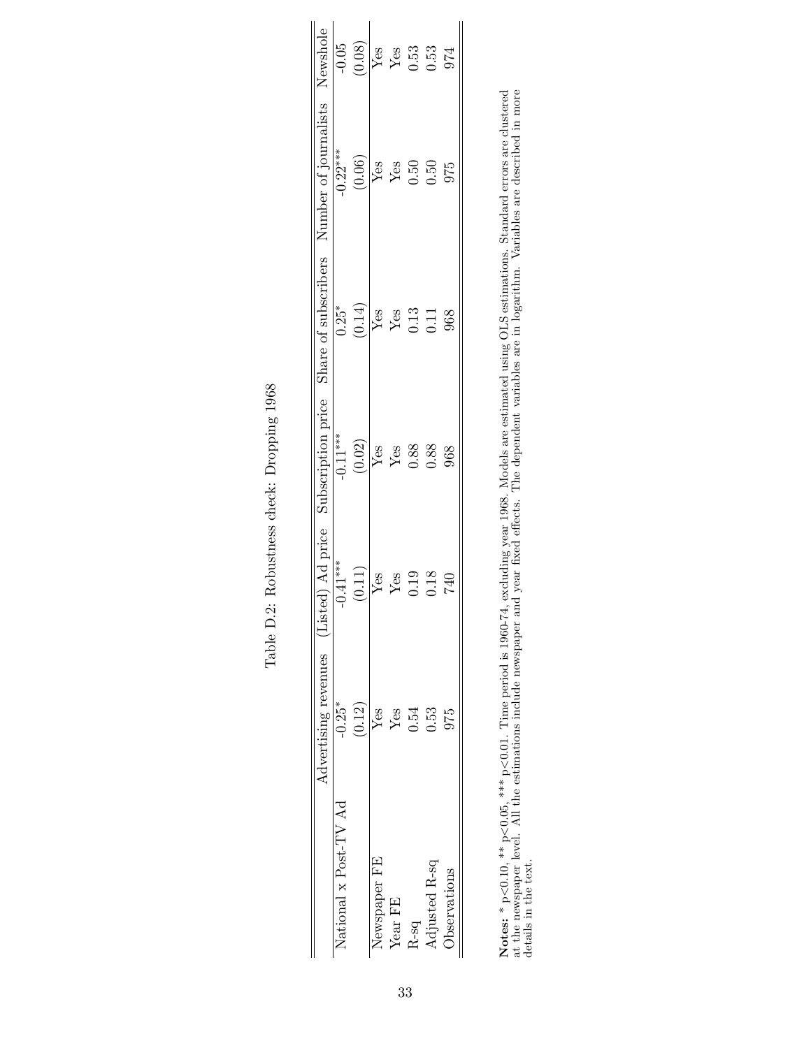Table D.2: Robustness check: Dropping 1968

| | Advertising revenues | (Listed) Ad price | Subscription price | Share of subscribers | Number of journalists | Newshole |
|---|---|---|---|---|---|---|
| National x Post-TV Ad | -0.25* | -0.41*** | -0.11*** | 0.25* | -0.22*** | -0.05 |
| | (0.12) | (0.11) | (0.02) | (0.14) | (0.06) | (0.08) |
| Newspaper FE | Yes | Yes | Yes | Yes | Yes | Yes |
| Year FE | Yes | Yes | Yes | Yes | Yes | Yes |
| R-sq | 0.54 | 0.19 | 0.88 | 0.13 | 0.50 | 0.53 |
| Adjusted R-sq | 0.53 | 0.18 | 0.88 | 0.11 | 0.50 | 0.53 |
| Observations | 975 | 740 | 968 | 968 | 975 | 974 |

**Notes:** * p<0.10, ** p<0.05, *** p<0.01. Time period is 1960-74, excluding year 1968. Models are estimated using OLS estimations. Standard errors are clustered at the newspaper level. All the estimations include newspaper and year fixed effects. The dependent variables are in logarithm. Variables are described in more details in the text.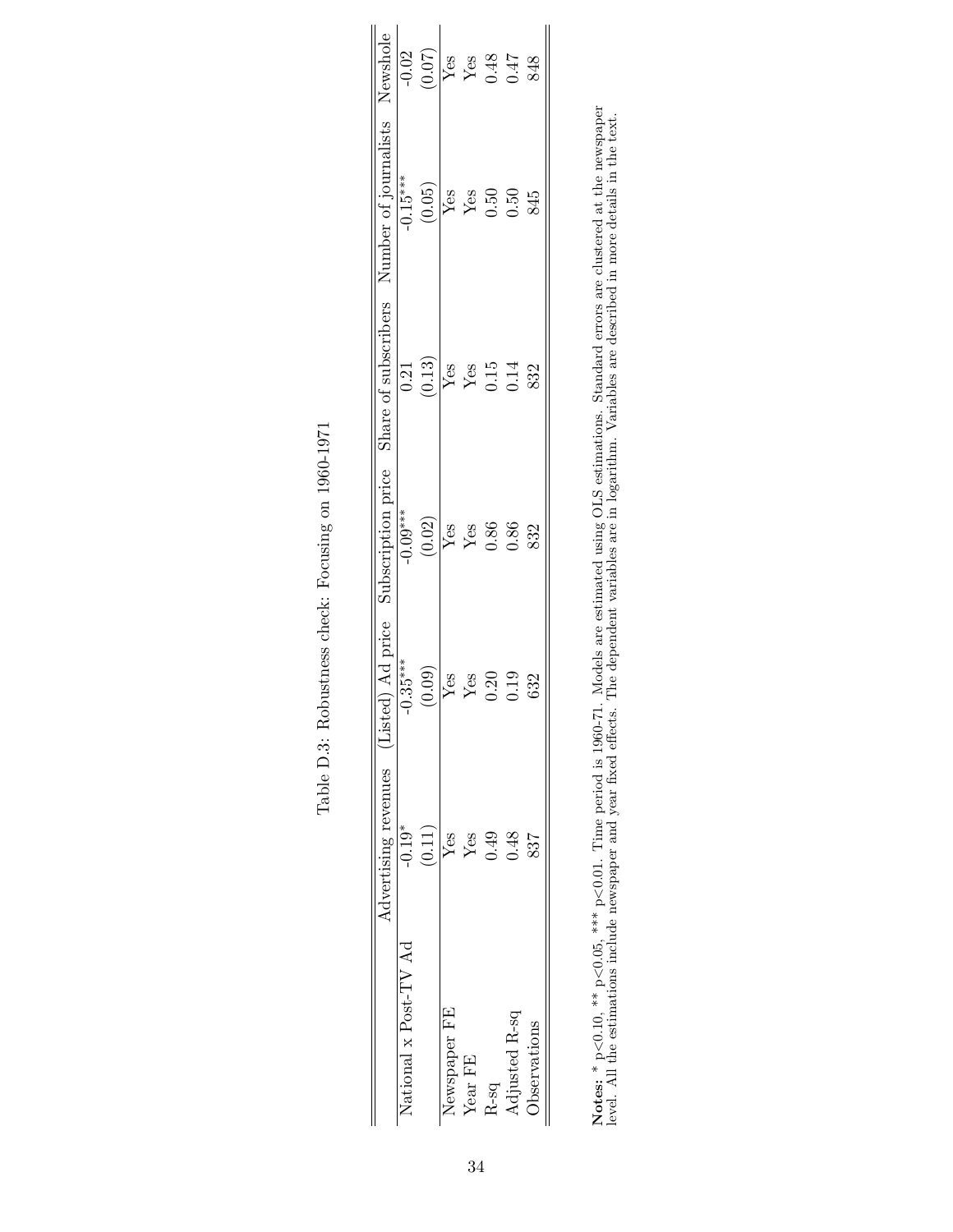Table D.3: Robustness check: Focusing on 1960-1971

| | Advertising revenues | (Listed) Ad price | Subscription price | Share of subscribers | Number of journalists | Newshole |
|---|---|---|---|---|---|---|
| National x Post-TV Ad | -0.19* | -0.35*** | -0.09*** | 0.21 | -0.15*** | -0.02 |
| | (0.11) | (0.09) | (0.02) | (0.13) | (0.05) | (0.07) |
| Newspaper FE | Yes | Yes | Yes | Yes | Yes | Yes |
| Year FE | Yes | Yes | Yes | Yes | Yes | Yes |
| R-sq | 0.49 | 0.20 | 0.86 | 0.15 | 0.50 | 0.48 |
| Adjusted R-sq | 0.48 | 0.19 | 0.86 | 0.14 | 0.50 | 0.47 |
| Observations | 837 | 632 | 832 | 832 | 845 | 848 |

**Notes:** * $p<0.10$, ** $p<0.05$, *** $p<0.01$. Time period is 1960-71. Models are estimated using OLS estimations. Standard errors are clustered at the newspaper level. All the estimations include newspaper and year fixed effects. The dependent variables are in logarithm. Variables are described in more details in the text.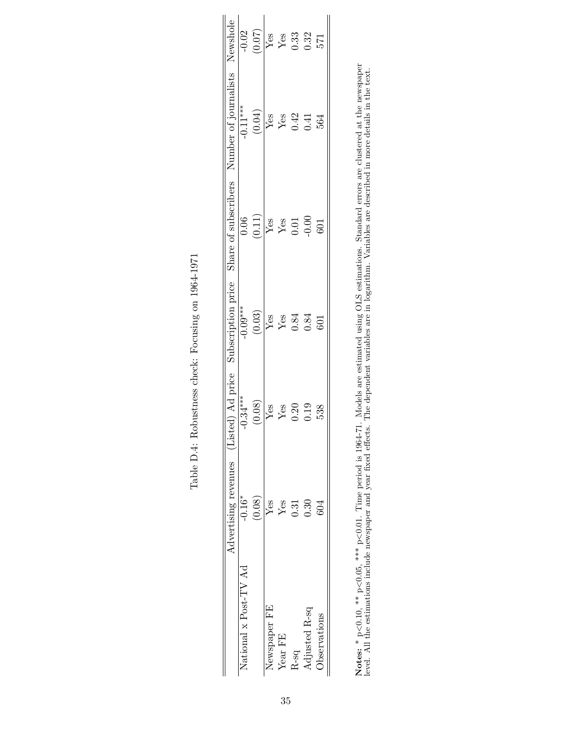Table D.4: Robustness check: Focusing on 1964-1971

| | Advertising revenues | (Listed) Ad price | Subscription price | Share of subscribers | Number of journalists | Newshole |
|---|---|---|---|---|---|---|
| National x Post-TV Ad | -0.16* | -0.34*** | -0.09*** | 0.06 | -0.11*** | -0.02 |
| | (0.08) | (0.08) | (0.03) | (0.11) | (0.04) | (0.07) |
| Newspaper FE | Yes | Yes | Yes | Yes | Yes | Yes |
| Year FE | Yes | Yes | Yes | Yes | Yes | Yes |
| R-sq | 0.31 | 0.20 | 0.84 | 0.01 | 0.42 | 0.33 |
| Adjusted R-sq | 0.30 | 0.19 | 0.84 | -0.00 | 0.41 | 0.32 |
| Observations | 604 | 538 | 601 | 601 | 564 | 571 |

**Notes:** * $p<0.10$, ** $p<0.05$, *** $p<0.01$. Time period is 1964-71. Models are estimated using OLS estimations. Standard errors are clustered at the newspaper level. All the estimations include newspaper and year fixed effects. The dependent variables are in logarithm. Variables are described in more details in the text.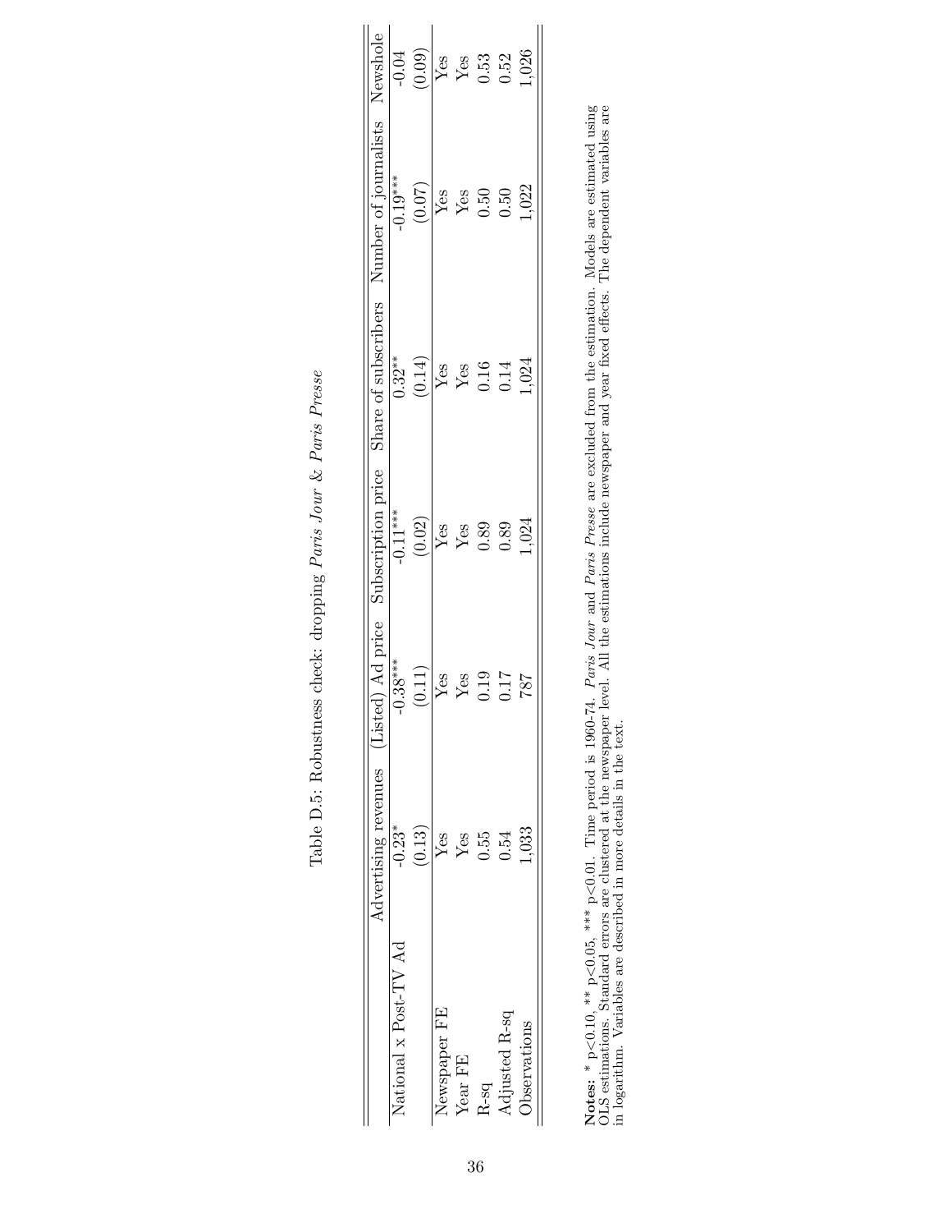Table D.5: Robustness check: dropping *Paris Jour* & *Paris Presse*

| | Advertising revenues | (Listed) Ad price | Subscription price | Share of subscribers | Number of journalists | Newshole |
|---|---|---|---|---|---|---|
| National x Post-TV Ad | -0.23* | -0.38*** | -0.11*** | 0.32** | -0.19*** | -0.04 |
| | (0.13) | (0.11) | (0.02) | (0.14) | (0.07) | (0.09) |
| Newspaper FE | Yes | Yes | Yes | Yes | Yes | Yes |
| Year FE | Yes | Yes | Yes | Yes | Yes | Yes |
| R-sq | 0.55 | 0.19 | 0.89 | 0.16 | 0.50 | 0.53 |
| Adjusted R-sq | 0.54 | 0.17 | 0.89 | 0.14 | 0.50 | 0.52 |
| Observations | 1,033 | 787 | 1,024 | 1,024 | 1,022 | 1,026 |

**Notes:** * p<0.10, ** p<0.05, *** p<0.01. Time period is 1960-74. *Paris Jour* and *Paris Presse* are excluded from the estimation. Models are estimated using OLS estimations. Standard errors are clustered at the newspaper level. All the estimations include newspaper and year fixed effects. The dependent variables are in logarithm. Variables are described in more details in the text.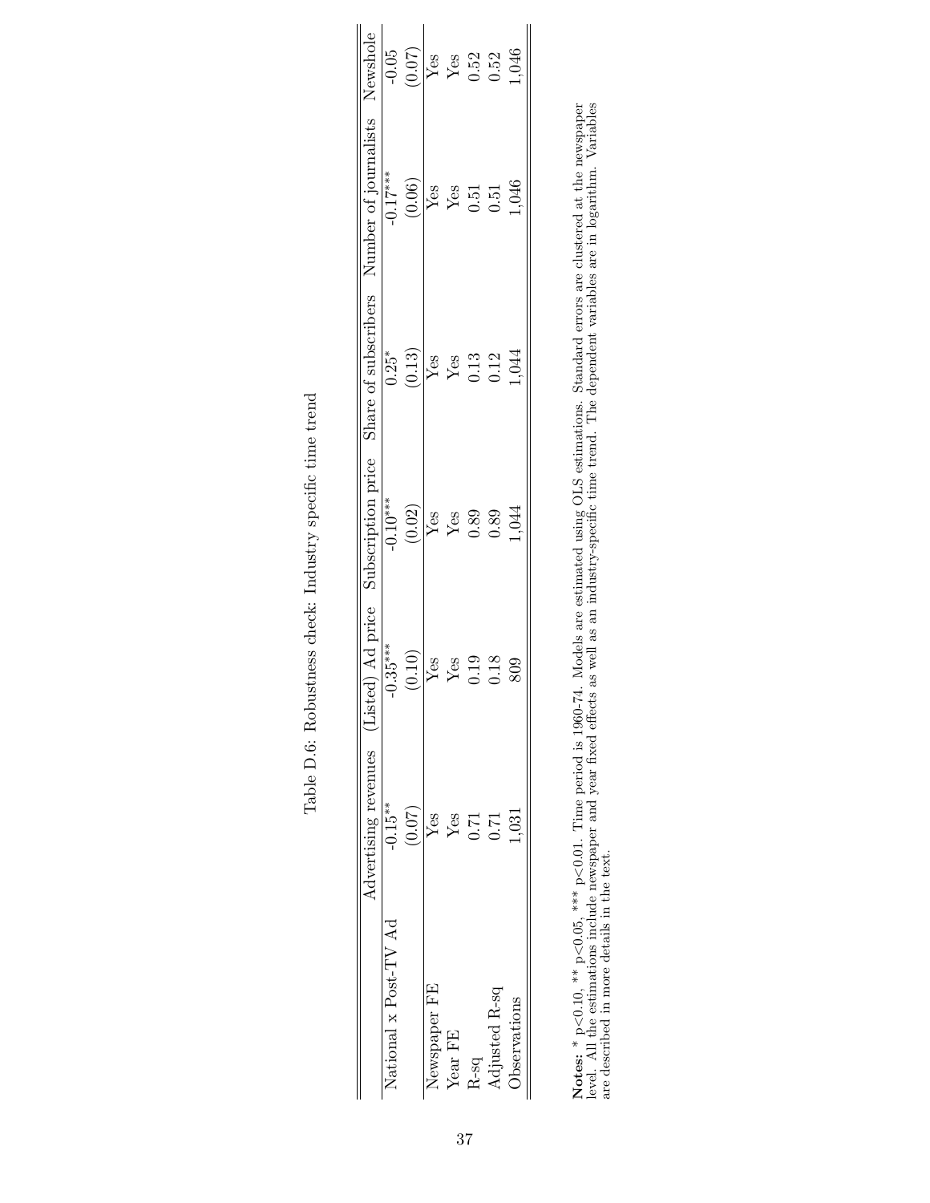Table D.6: Robustness check: Industry specific time trend

| | Advertising revenues | (Listed) Ad price | Subscription price | Share of subscribers | Number of journalists | Newshole |
|---|---|---|---|---|---|---|
| National x Post-TV Ad | -0.15** | -0.35*** | -0.10*** | 0.25* | -0.17*** | -0.05 |
| | (0.07) | (0.10) | (0.02) | (0.13) | (0.06) | (0.07) |
| Newspaper FE | Yes | Yes | Yes | Yes | Yes | Yes |
| Year FE | Yes | Yes | Yes | Yes | Yes | Yes |
| R-sq | 0.71 | 0.19 | 0.89 | 0.13 | 0.51 | 0.52 |
| Adjusted R-sq | 0.71 | 0.18 | 0.89 | 0.12 | 0.51 | 0.52 |
| Observations | 1,031 | 809 | 1,044 | 1,044 | 1,046 | 1,046 |

**Notes:** * p<0.10, ** p<0.05, *** p<0.01. Time period is 1960-74. Models are estimated using OLS estimations. Standard errors are clustered at the newspaper level. All the estimations include newspaper and year fixed effects as well as an industry-specific time trend. The dependent variables are in logarithm. Variables are described in more details in the text.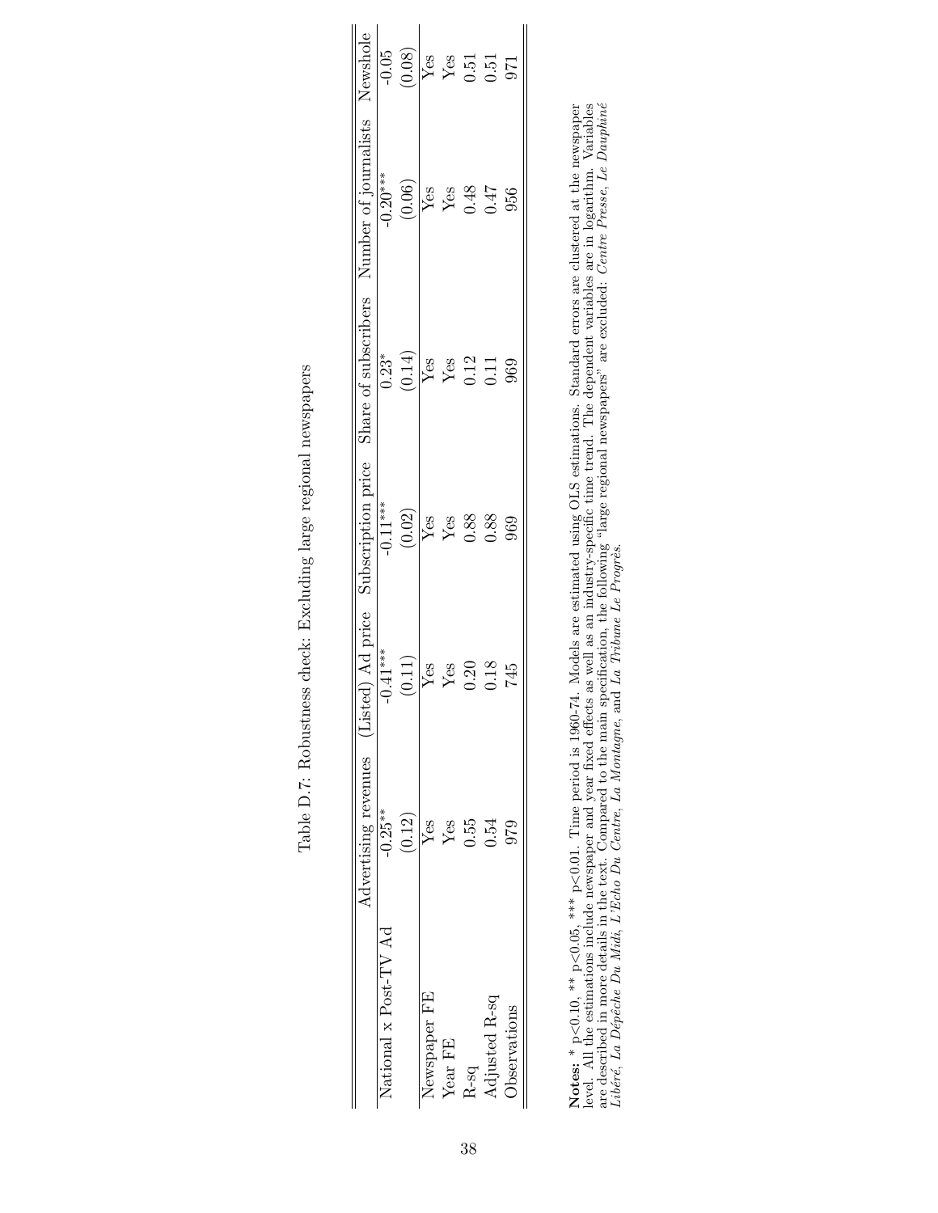Table D.7: Robustness check: Excluding large regional newspapers

| | Advertising revenues | (Listed) Ad price | Subscription price | Share of subscribers | Number of journalists | Newshole |
|---|---|---|---|---|---|---|
| National x Post-TV Ad | -0.25** | -0.41*** | -0.11*** | 0.23* | -0.20*** | -0.05 |
| | (0.12) | (0.11) | (0.02) | (0.14) | (0.06) | (0.08) |
| Newspaper FE | Yes | Yes | Yes | Yes | Yes | Yes |
| Year FE | Yes | Yes | Yes | Yes | Yes | Yes |
| R-sq | 0.55 | 0.20 | 0.88 | 0.12 | 0.48 | 0.51 |
| Adjusted R-sq | 0.54 | 0.18 | 0.88 | 0.11 | 0.47 | 0.51 |
| Observations | 979 | 745 | 969 | 969 | 956 | 971 |

**Notes:** * p<0.10, ** p<0.05, *** p<0.01. Time period is 1960-74. Models are estimated using OLS estimations. Standard errors are clustered at the newspaper level. All the estimations include newspaper and year fixed effects as well as an industry-specific time trend. The dependent variables are in logarithm. Variables are described in more details in the text. Compared to the main specification, the following "large regional newspapers" are excluded: *Centre Presse*, *Le Dauphiné Libéré*, *La Dépêche Du Midi*, *L'Echo Du Centre*, *La Montagne*, and *La Tribune Le Progrès*.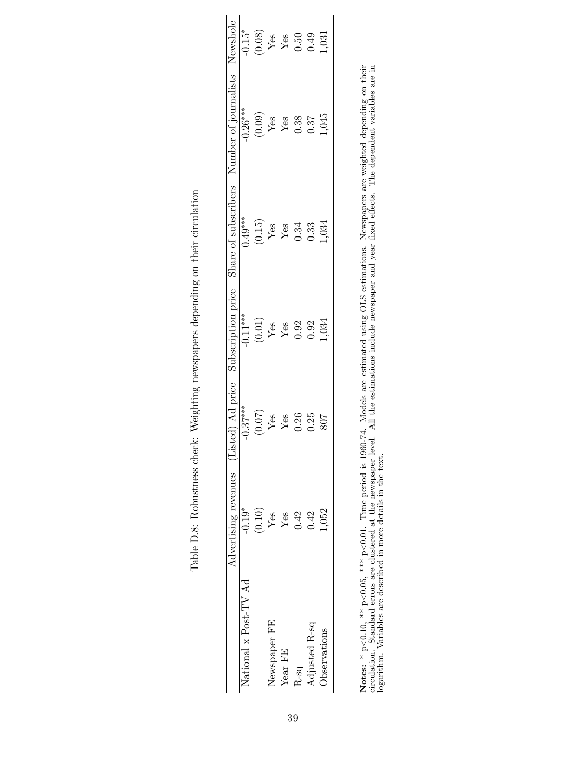Table D.8: Robustness check: Weighting newspapers depending on their circulation

| | Advertising revenues | (Listed) Ad price | Subscription price | Share of subscribers | Number of journalists | Newshole |
|---|---|---|---|---|---|---|
| National x Post-TV Ad | -0.19* | -0.37*** | -0.11*** | 0.49*** | -0.26*** | -0.15* |
| | (0.10) | (0.07) | (0.01) | (0.15) | (0.09) | (0.08) |
| Newspaper FE | Yes | Yes | Yes | Yes | Yes | Yes |
| Year FE | Yes | Yes | Yes | Yes | Yes | Yes |
| R-sq | 0.42 | 0.26 | 0.92 | 0.34 | 0.38 | 0.50 |
| Adjusted R-sq | 0.42 | 0.25 | 0.92 | 0.33 | 0.37 | 0.49 |
| Observations | 1,052 | 807 | 1,034 | 1,034 | 1,045 | 1,031 |

**Notes:** * $p<0.10$, ** $p<0.05$, *** $p<0.01$. Time period is 1960-74. Models are estimated using OLS estimations. Newspapers are weighted depending on their circulation. Standard errors are clustered at the newspaper level. All the estimations include newspaper and year fixed effects. The dependent variables are in logarithm. Variables are described in more details in the text.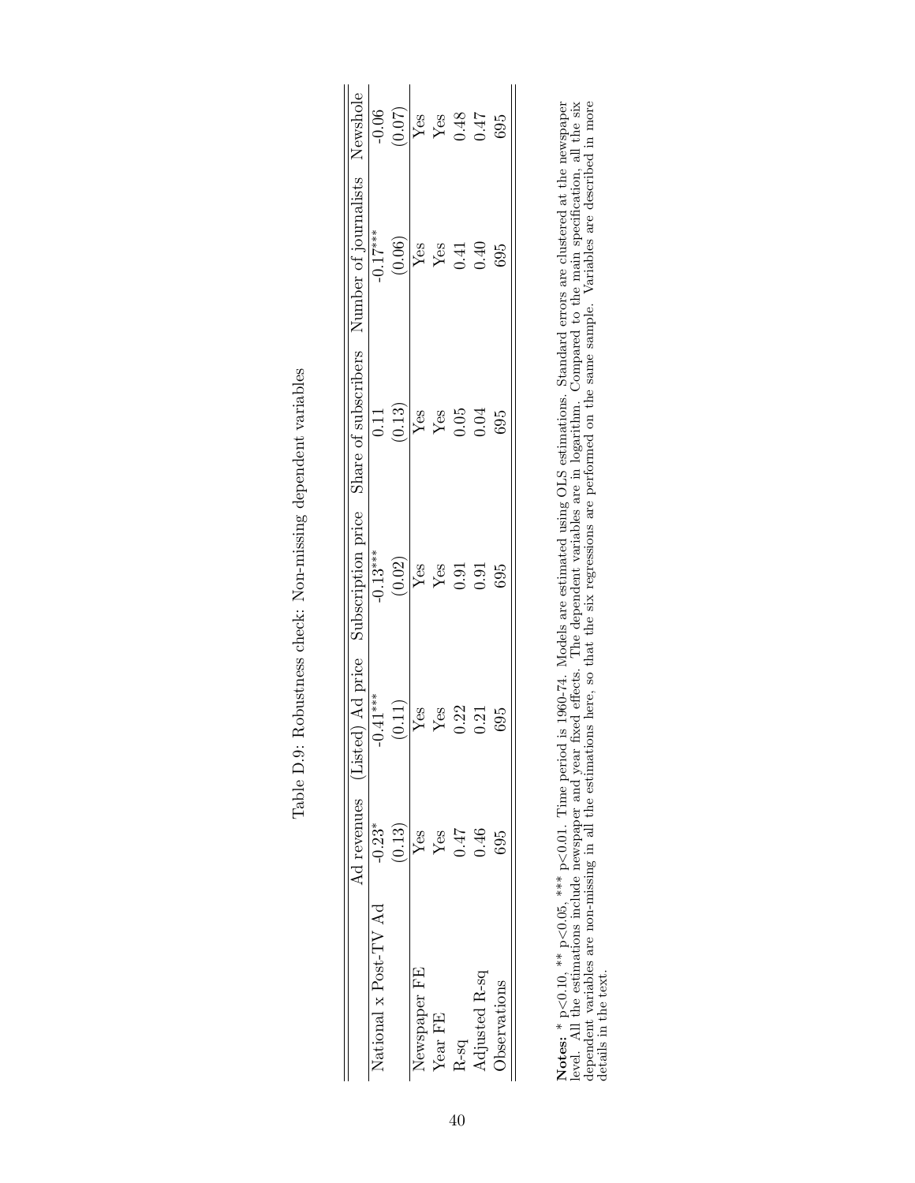Table D.9: Robustness check: Non-missing dependent variables

| | Ad revenues | (Listed) Ad price | Subscription price | Share of subscribers | Number of journalists | Newshole |
|---|---|---|---|---|---|---|
| National x Post-TV Ad | -0.23* | -0.41*** | -0.13*** | 0.11 | -0.17*** | -0.06 |
| | (0.13) | (0.11) | (0.02) | (0.13) | (0.06) | (0.07) |
| Newspaper FE | Yes | Yes | Yes | Yes | Yes | Yes |
| Year FE | Yes | Yes | Yes | Yes | Yes | Yes |
| R-sq | 0.47 | 0.22 | 0.91 | 0.05 | 0.41 | 0.48 |
| Adjusted R-sq | 0.46 | 0.21 | 0.91 | 0.04 | 0.40 | 0.47 |
| Observations | 695 | 695 | 695 | 695 | 695 | 695 |

**Notes:** * $p<0.10$, ** $p<0.05$, *** $p<0.01$. Time period is 1960-74. Models are estimated using OLS estimations. Standard errors are clustered at the newspaper level. All the estimations include newspaper and year fixed effects. The dependent variables are in logarithm. Compared to the main specification, all the six dependent variables are non-missing in all the estimations here, so that the six regressions are performed on the same sample. Variables are described in more details in the text.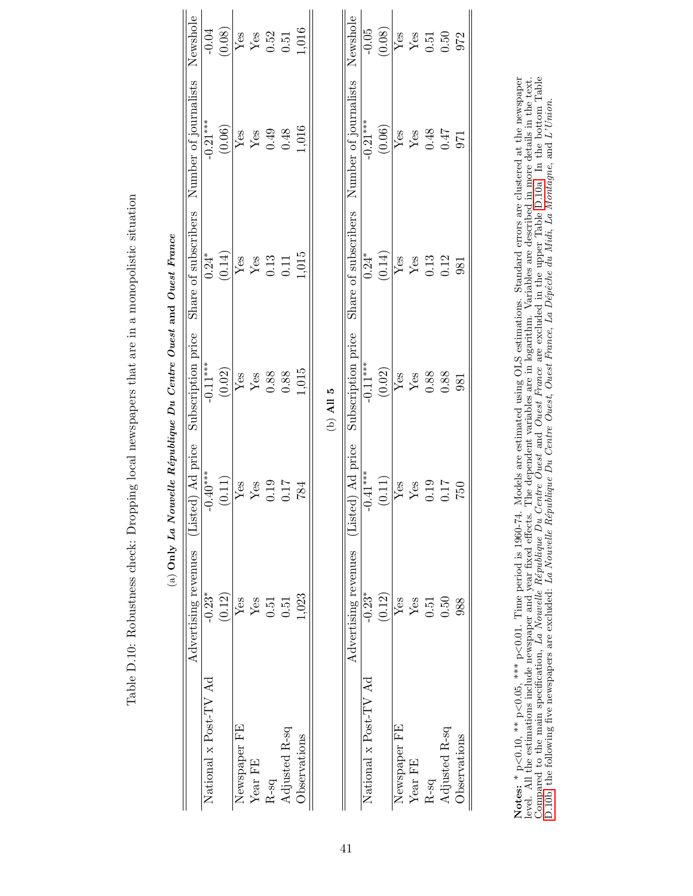Table D.10: Robustness check: Dropping local newspapers that are in a monopolistic situation

(a) **Only *La Nouvelle République Du Centre Ouest* and *Ouest France***

| | Advertising revenues | (Listed) Ad price | Subscription price | Share of subscribers | Number of journalists | Newshole |
|---|---|---|---|---|---|---|
| National x Post-TV Ad | -0.23* | -0.40*** | -0.11*** | 0.24* | -0.21*** | -0.04 |
| | (0.12) | (0.11) | (0.02) | (0.14) | (0.06) | (0.08) |
| Newspaper FE | Yes | Yes | Yes | Yes | Yes | Yes |
| Year FE | Yes | Yes | Yes | Yes | Yes | Yes |
| R-sq | 0.51 | 0.19 | 0.88 | 0.13 | 0.49 | 0.52 |
| Adjusted R-sq | 0.51 | 0.17 | 0.88 | 0.11 | 0.48 | 0.51 |
| Observations | 1,023 | 784 | 1,015 | 1,015 | 1,016 | 1,016 |

(b) **All 5**

| | Advertising revenues | (Listed) Ad price | Subscription price | Share of subscribers | Number of journalists | Newshole |
|---|---|---|---|---|---|---|
| National x Post-TV Ad | -0.23* | -0.41*** | -0.11*** | 0.24* | -0.21*** | -0.05 |
| | (0.12) | (0.11) | (0.02) | (0.14) | (0.06) | (0.08) |
| Newspaper FE | Yes | Yes | Yes | Yes | Yes | Yes |
| Year FE | Yes | Yes | Yes | Yes | Yes | Yes |
| R-sq | 0.51 | 0.19 | 0.88 | 0.13 | 0.48 | 0.51 |
| Adjusted R-sq | 0.50 | 0.17 | 0.88 | 0.12 | 0.47 | 0.50 |
| Observations | 988 | 750 | 981 | 981 | 971 | 972 |

**Notes:** * p<0.10, ** p<0.05, *** p<0.01. Time period is 1960-74. Models are estimated using OLS estimations. Standard errors are clustered at the newspaper level. All the estimations include newspaper and year fixed effects. The dependent variables are in logarithm. Variables are described in more details in the text. Compared to the main specification, *La Nouvelle République Du Centre Ouest* and *Ouest France* are excluded in the upper Table D.10a. In the bottom Table D.10b the following five newspapers are excluded: *La Nouvelle République Du Centre Ouest*, *Ouest France*, *La Dépêche du Midi*, *La Montagne*, and *L'Union*.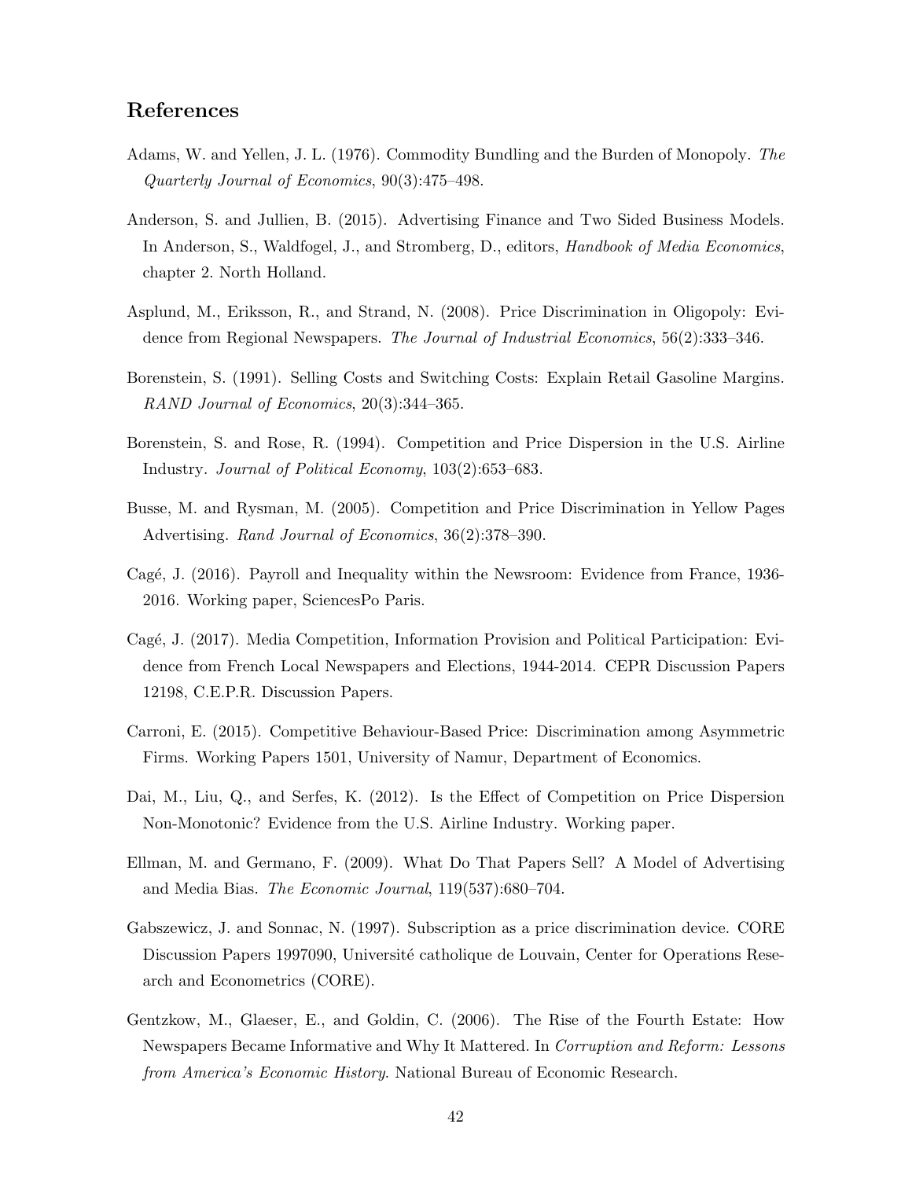## References

Adams, W. and Yellen, J. L. (1976). Commodity Bundling and the Burden of Monopoly. *The Quarterly Journal of Economics*, 90(3):475–498.

Anderson, S. and Jullien, B. (2015). Advertising Finance and Two Sided Business Models. In Anderson, S., Waldfogel, J., and Stromberg, D., editors, *Handbook of Media Economics*, chapter 2. North Holland.

Asplund, M., Eriksson, R., and Strand, N. (2008). Price Discrimination in Oligopoly: Evidence from Regional Newspapers. *The Journal of Industrial Economics*, 56(2):333–346.

Borenstein, S. (1991). Selling Costs and Switching Costs: Explain Retail Gasoline Margins. *RAND Journal of Economics*, 20(3):344–365.

Borenstein, S. and Rose, R. (1994). Competition and Price Dispersion in the U.S. Airline Industry. *Journal of Political Economy*, 103(2):653–683.

Busse, M. and Rysman, M. (2005). Competition and Price Discrimination in Yellow Pages Advertising. *Rand Journal of Economics*, 36(2):378–390.

Cagé, J. (2016). Payroll and Inequality within the Newsroom: Evidence from France, 1936-2016. Working paper, SciencesPo Paris.

Cagé, J. (2017). Media Competition, Information Provision and Political Participation: Evidence from French Local Newspapers and Elections, 1944-2014. CEPR Discussion Papers 12198, C.E.P.R. Discussion Papers.

Carroni, E. (2015). Competitive Behaviour-Based Price: Discrimination among Asymmetric Firms. Working Papers 1501, University of Namur, Department of Economics.

Dai, M., Liu, Q., and Serfes, K. (2012). Is the Effect of Competition on Price Dispersion Non-Monotonic? Evidence from the U.S. Airline Industry. Working paper.

Ellman, M. and Germano, F. (2009). What Do That Papers Sell? A Model of Advertising and Media Bias. *The Economic Journal*, 119(537):680–704.

Gabszewicz, J. and Sonnac, N. (1997). Subscription as a price discrimination device. CORE Discussion Papers 1997090, Université catholique de Louvain, Center for Operations Research and Econometrics (CORE).

Gentzkow, M., Glaeser, E., and Goldin, C. (2006). The Rise of the Fourth Estate: How Newspapers Became Informative and Why It Mattered. In *Corruption and Reform: Lessons from America's Economic History*. National Bureau of Economic Research.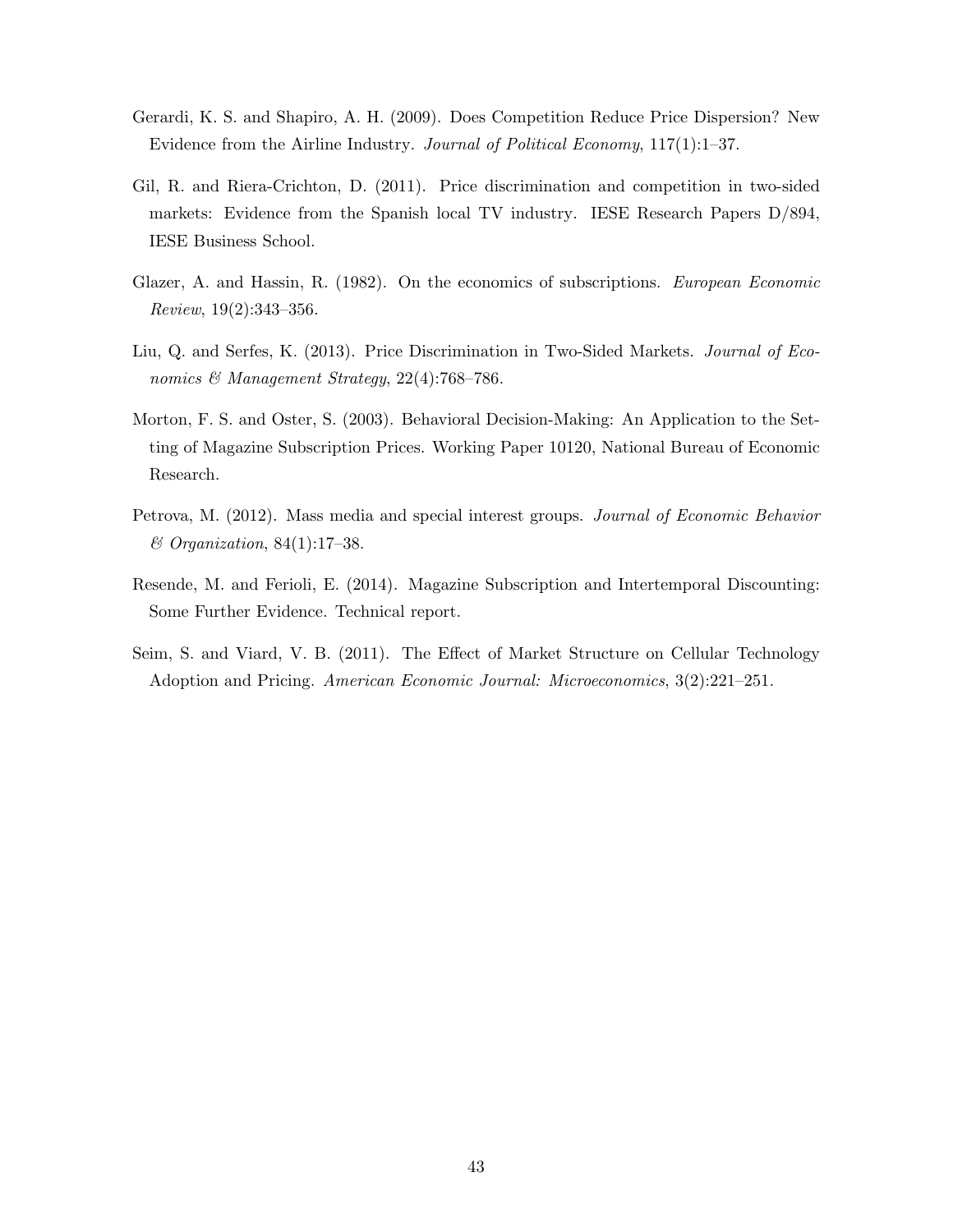Gerardi, K. S. and Shapiro, A. H. (2009). Does Competition Reduce Price Dispersion? New Evidence from the Airline Industry. *Journal of Political Economy*, 117(1):1–37.

Gil, R. and Riera-Crichton, D. (2011). Price discrimination and competition in two-sided markets: Evidence from the Spanish local TV industry. IESE Research Papers D/894, IESE Business School.

Glazer, A. and Hassin, R. (1982). On the economics of subscriptions. *European Economic Review*, 19(2):343–356.

Liu, Q. and Serfes, K. (2013). Price Discrimination in Two-Sided Markets. *Journal of Economics & Management Strategy*, 22(4):768–786.

Morton, F. S. and Oster, S. (2003). Behavioral Decision-Making: An Application to the Setting of Magazine Subscription Prices. Working Paper 10120, National Bureau of Economic Research.

Petrova, M. (2012). Mass media and special interest groups. *Journal of Economic Behavior & Organization*, 84(1):17–38.

Resende, M. and Ferioli, E. (2014). Magazine Subscription and Intertemporal Discounting: Some Further Evidence. Technical report.

Seim, S. and Viard, V. B. (2011). The Effect of Market Structure on Cellular Technology Adoption and Pricing. *American Economic Journal: Microeconomics*, 3(2):221–251.